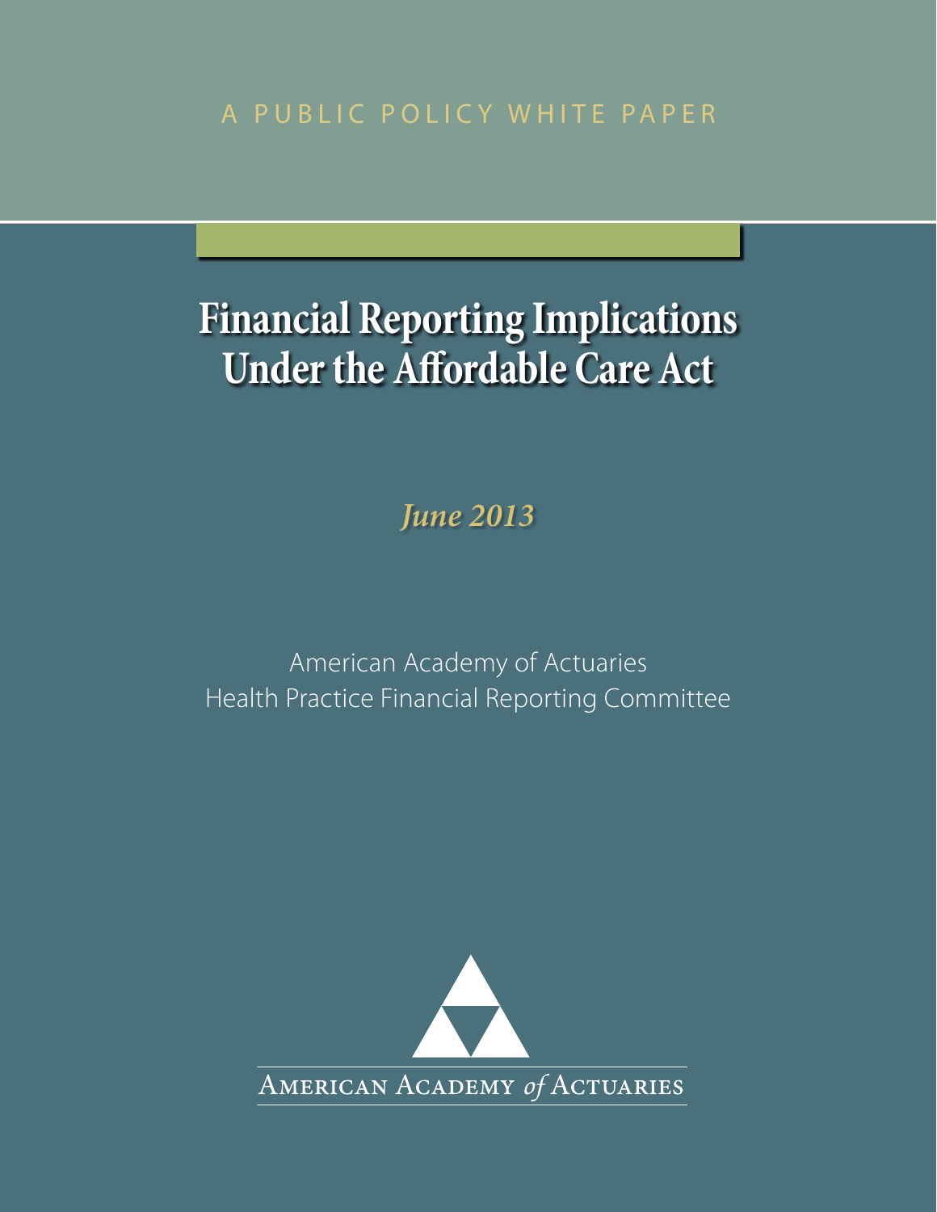A PUBLIC POLICY WHITE PAPER

# Financial Reporting Implications Under the Affordable Care Act

*June 2013*

American Academy of Actuaries
Health Practice Financial Reporting Committee

AMERICAN ACADEMY *of* ACTUARIES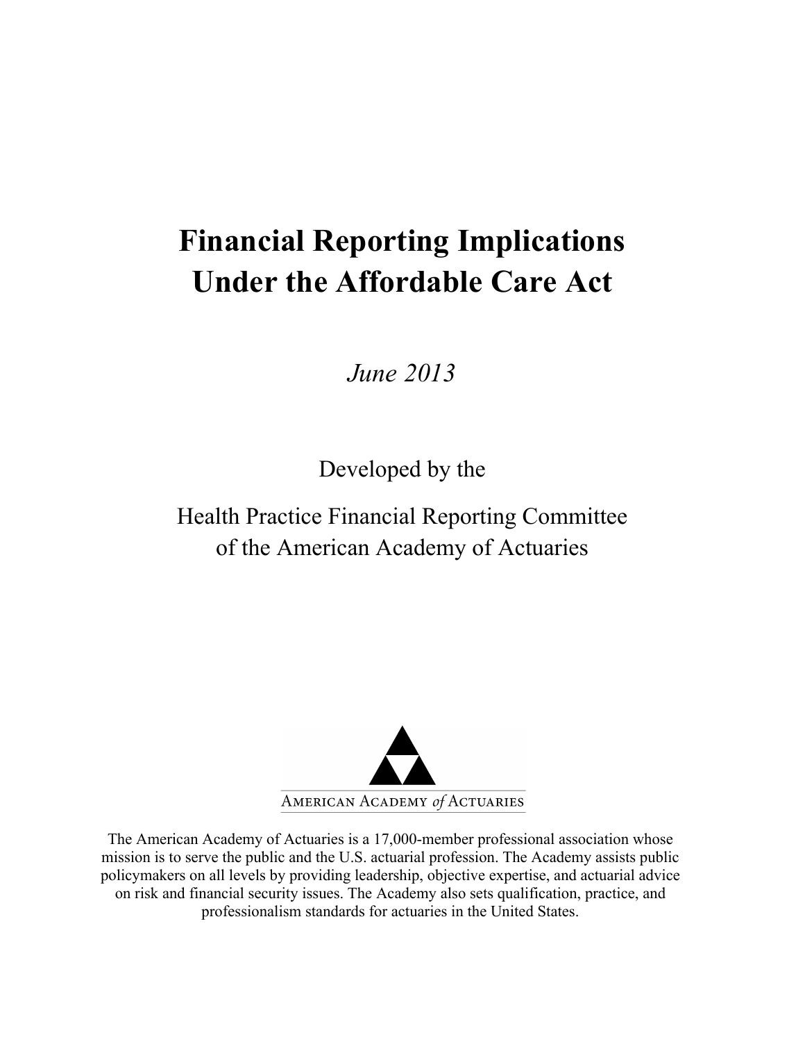# Financial Reporting Implications Under the Affordable Care Act

*June 2013*

Developed by the

Health Practice Financial Reporting Committee of the American Academy of Actuaries

AMERICAN ACADEMY *of* ACTUARIES

The American Academy of Actuaries is a 17,000-member professional association whose mission is to serve the public and the U.S. actuarial profession. The Academy assists public policymakers on all levels by providing leadership, objective expertise, and actuarial advice on risk and financial security issues. The Academy also sets qualification, practice, and professionalism standards for actuaries in the United States.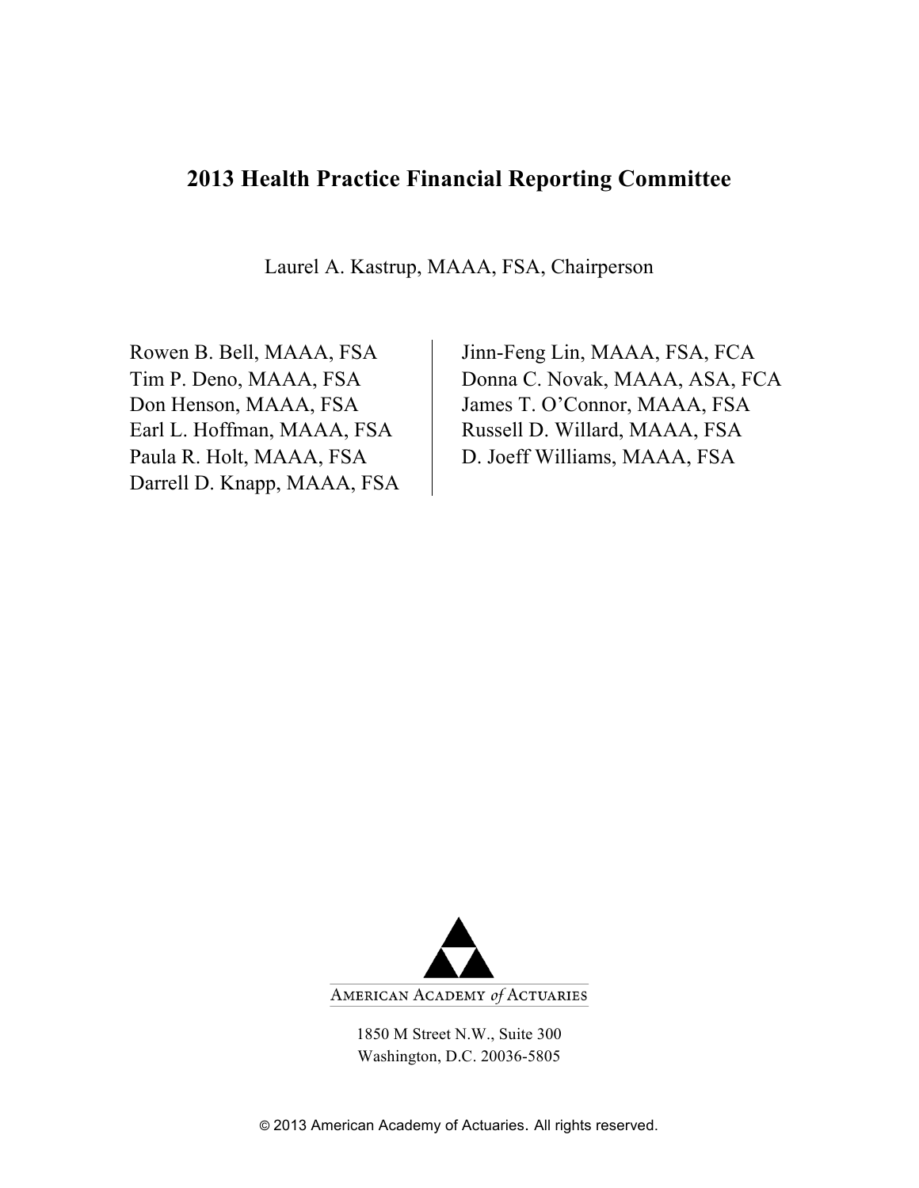# 2013 Health Practice Financial Reporting Committee

Laurel A. Kastrup, MAAA, FSA, Chairperson

Rowen B. Bell, MAAA, FSA
Tim P. Deno, MAAA, FSA
Don Henson, MAAA, FSA
Earl L. Hoffman, MAAA, FSA
Paula R. Holt, MAAA, FSA
Darrell D. Knapp, MAAA, FSA
Jinn-Feng Lin, MAAA, FSA, FCA
Donna C. Novak, MAAA, ASA, FCA
James T. O'Connor, MAAA, FSA
Russell D. Willard, MAAA, FSA
D. Joeff Williams, MAAA, FSA

AMERICAN ACADEMY *of* ACTUARIES

1850 M Street N.W., Suite 300
Washington, D.C. 20036-5805

© 2013 American Academy of Actuaries. All rights reserved.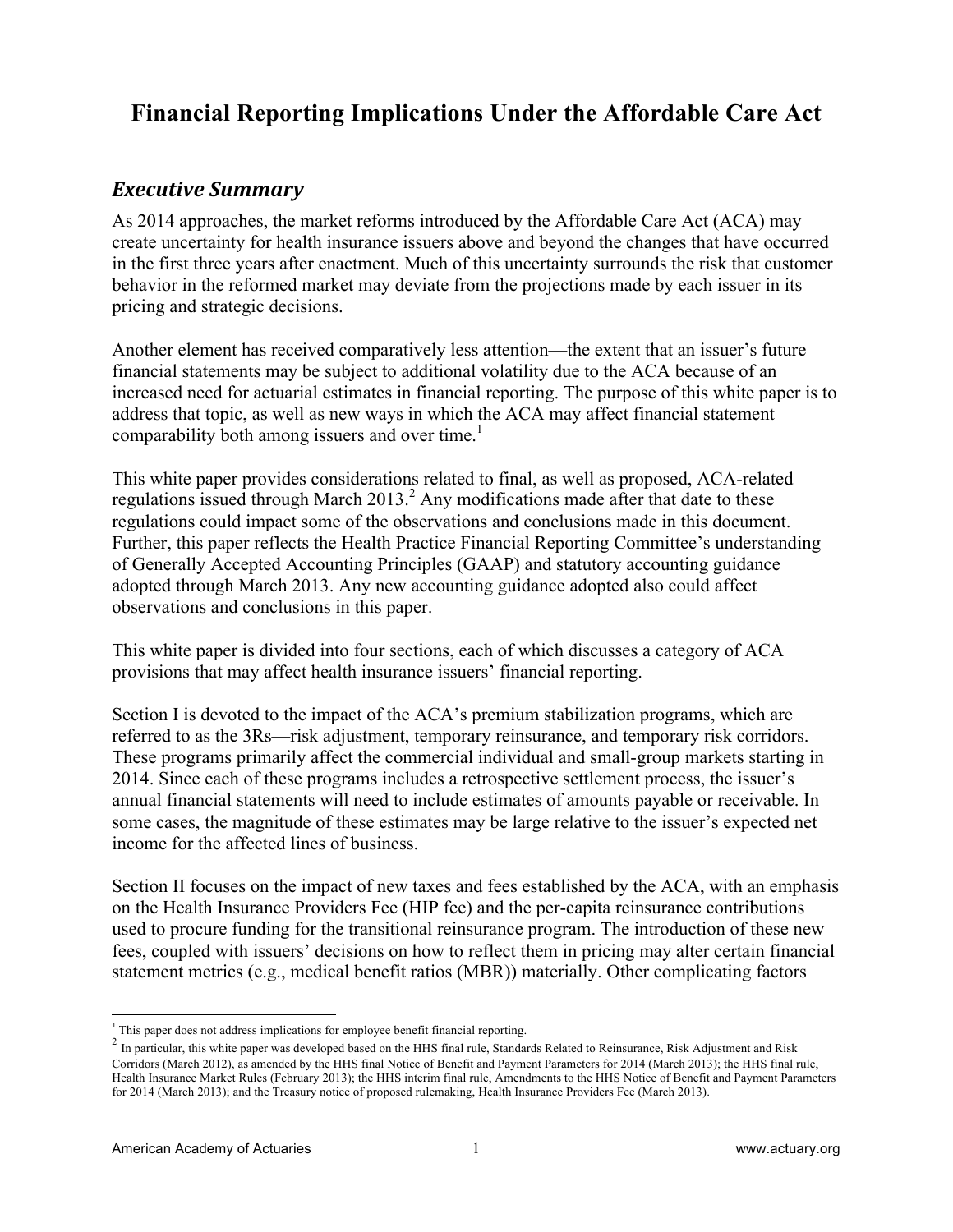# Financial Reporting Implications Under the Affordable Care Act

## *Executive Summary*

As 2014 approaches, the market reforms introduced by the Affordable Care Act (ACA) may create uncertainty for health insurance issuers above and beyond the changes that have occurred in the first three years after enactment. Much of this uncertainty surrounds the risk that customer behavior in the reformed market may deviate from the projections made by each issuer in its pricing and strategic decisions.

Another element has received comparatively less attention—the extent that an issuer's future financial statements may be subject to additional volatility due to the ACA because of an increased need for actuarial estimates in financial reporting. The purpose of this white paper is to address that topic, as well as new ways in which the ACA may affect financial statement comparability both among issuers and over time.[1]

This white paper provides considerations related to final, as well as proposed, ACA-related regulations issued through March 2013.[2] Any modifications made after that date to these regulations could impact some of the observations and conclusions made in this document. Further, this paper reflects the Health Practice Financial Reporting Committee's understanding of Generally Accepted Accounting Principles (GAAP) and statutory accounting guidance adopted through March 2013. Any new accounting guidance adopted also could affect observations and conclusions in this paper.

This white paper is divided into four sections, each of which discusses a category of ACA provisions that may affect health insurance issuers' financial reporting.

Section I is devoted to the impact of the ACA's premium stabilization programs, which are referred to as the 3Rs—risk adjustment, temporary reinsurance, and temporary risk corridors. These programs primarily affect the commercial individual and small-group markets starting in 2014. Since each of these programs includes a retrospective settlement process, the issuer's annual financial statements will need to include estimates of amounts payable or receivable. In some cases, the magnitude of these estimates may be large relative to the issuer's expected net income for the affected lines of business.

Section II focuses on the impact of new taxes and fees established by the ACA, with an emphasis on the Health Insurance Providers Fee (HIP fee) and the per-capita reinsurance contributions used to procure funding for the transitional reinsurance program. The introduction of these new fees, coupled with issuers' decisions on how to reflect them in pricing may alter certain financial statement metrics (e.g., medical benefit ratios (MBR)) materially. Other complicating factors

---

[1] This paper does not address implications for employee benefit financial reporting.

[2] In particular, this white paper was developed based on the HHS final rule, Standards Related to Reinsurance, Risk Adjustment and Risk Corridors (March 2012), as amended by the HHS final Notice of Benefit and Payment Parameters for 2014 (March 2013); the HHS final rule, Health Insurance Market Rules (February 2013); the HHS interim final rule, Amendments to the HHS Notice of Benefit and Payment Parameters for 2014 (March 2013); and the Treasury notice of proposed rulemaking, Health Insurance Providers Fee (March 2013).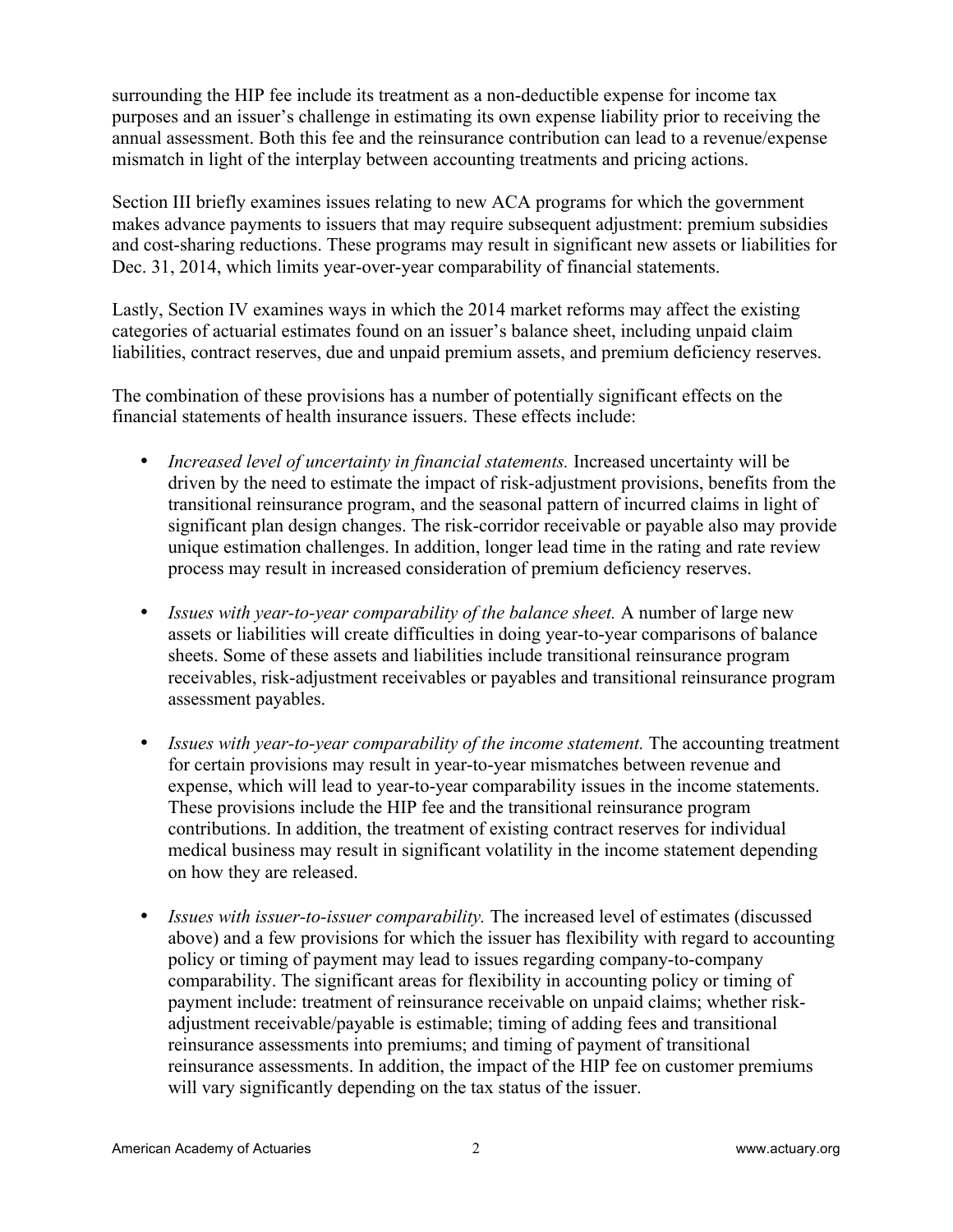surrounding the HIP fee include its treatment as a non-deductible expense for income tax purposes and an issuer's challenge in estimating its own expense liability prior to receiving the annual assessment. Both this fee and the reinsurance contribution can lead to a revenue/expense mismatch in light of the interplay between accounting treatments and pricing actions.

Section III briefly examines issues relating to new ACA programs for which the government makes advance payments to issuers that may require subsequent adjustment: premium subsidies and cost-sharing reductions. These programs may result in significant new assets or liabilities for Dec. 31, 2014, which limits year-over-year comparability of financial statements.

Lastly, Section IV examines ways in which the 2014 market reforms may affect the existing categories of actuarial estimates found on an issuer's balance sheet, including unpaid claim liabilities, contract reserves, due and unpaid premium assets, and premium deficiency reserves.

The combination of these provisions has a number of potentially significant effects on the financial statements of health insurance issuers. These effects include:

- *Increased level of uncertainty in financial statements.* Increased uncertainty will be driven by the need to estimate the impact of risk-adjustment provisions, benefits from the transitional reinsurance program, and the seasonal pattern of incurred claims in light of significant plan design changes. The risk-corridor receivable or payable also may provide unique estimation challenges. In addition, longer lead time in the rating and rate review process may result in increased consideration of premium deficiency reserves.

- *Issues with year-to-year comparability of the balance sheet.* A number of large new assets or liabilities will create difficulties in doing year-to-year comparisons of balance sheets. Some of these assets and liabilities include transitional reinsurance program receivables, risk-adjustment receivables or payables and transitional reinsurance program assessment payables.

- *Issues with year-to-year comparability of the income statement.* The accounting treatment for certain provisions may result in year-to-year mismatches between revenue and expense, which will lead to year-to-year comparability issues in the income statements. These provisions include the HIP fee and the transitional reinsurance program contributions. In addition, the treatment of existing contract reserves for individual medical business may result in significant volatility in the income statement depending on how they are released.

- *Issues with issuer-to-issuer comparability.* The increased level of estimates (discussed above) and a few provisions for which the issuer has flexibility with regard to accounting policy or timing of payment may lead to issues regarding company-to-company comparability. The significant areas for flexibility in accounting policy or timing of payment include: treatment of reinsurance receivable on unpaid claims; whether risk-adjustment receivable/payable is estimable; timing of adding fees and transitional reinsurance assessments into premiums; and timing of payment of transitional reinsurance assessments. In addition, the impact of the HIP fee on customer premiums will vary significantly depending on the tax status of the issuer.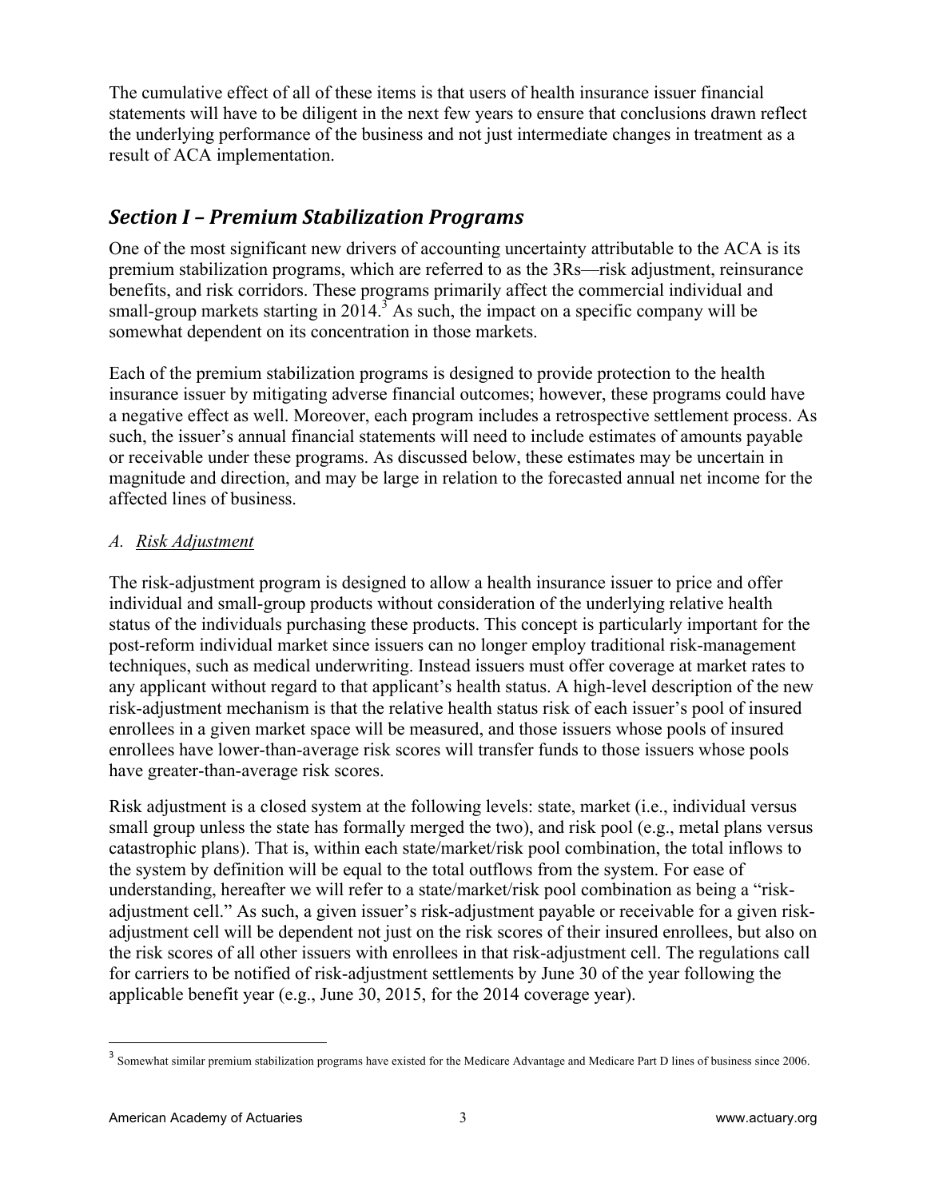The cumulative effect of all of these items is that users of health insurance issuer financial statements will have to be diligent in the next few years to ensure that conclusions drawn reflect the underlying performance of the business and not just intermediate changes in treatment as a result of ACA implementation.

## *Section I – Premium Stabilization Programs*

One of the most significant new drivers of accounting uncertainty attributable to the ACA is its premium stabilization programs, which are referred to as the 3Rs—risk adjustment, reinsurance benefits, and risk corridors. These programs primarily affect the commercial individual and small-group markets starting in 2014.[3] As such, the impact on a specific company will be somewhat dependent on its concentration in those markets.

Each of the premium stabilization programs is designed to provide protection to the health insurance issuer by mitigating adverse financial outcomes; however, these programs could have a negative effect as well. Moreover, each program includes a retrospective settlement process. As such, the issuer's annual financial statements will need to include estimates of amounts payable or receivable under these programs. As discussed below, these estimates may be uncertain in magnitude and direction, and may be large in relation to the forecasted annual net income for the affected lines of business.

### *A. Risk Adjustment*

The risk-adjustment program is designed to allow a health insurance issuer to price and offer individual and small-group products without consideration of the underlying relative health status of the individuals purchasing these products. This concept is particularly important for the post-reform individual market since issuers can no longer employ traditional risk-management techniques, such as medical underwriting. Instead issuers must offer coverage at market rates to any applicant without regard to that applicant's health status. A high-level description of the new risk-adjustment mechanism is that the relative health status risk of each issuer's pool of insured enrollees in a given market space will be measured, and those issuers whose pools of insured enrollees have lower-than-average risk scores will transfer funds to those issuers whose pools have greater-than-average risk scores.

Risk adjustment is a closed system at the following levels: state, market (i.e., individual versus small group unless the state has formally merged the two), and risk pool (e.g., metal plans versus catastrophic plans). That is, within each state/market/risk pool combination, the total inflows to the system by definition will be equal to the total outflows from the system. For ease of understanding, hereafter we will refer to a state/market/risk pool combination as being a "risk-adjustment cell." As such, a given issuer's risk-adjustment payable or receivable for a given risk-adjustment cell will be dependent not just on the risk scores of their insured enrollees, but also on the risk scores of all other issuers with enrollees in that risk-adjustment cell. The regulations call for carriers to be notified of risk-adjustment settlements by June 30 of the year following the applicable benefit year (e.g., June 30, 2015, for the 2014 coverage year).

---

[3] Somewhat similar premium stabilization programs have existed for the Medicare Advantage and Medicare Part D lines of business since 2006.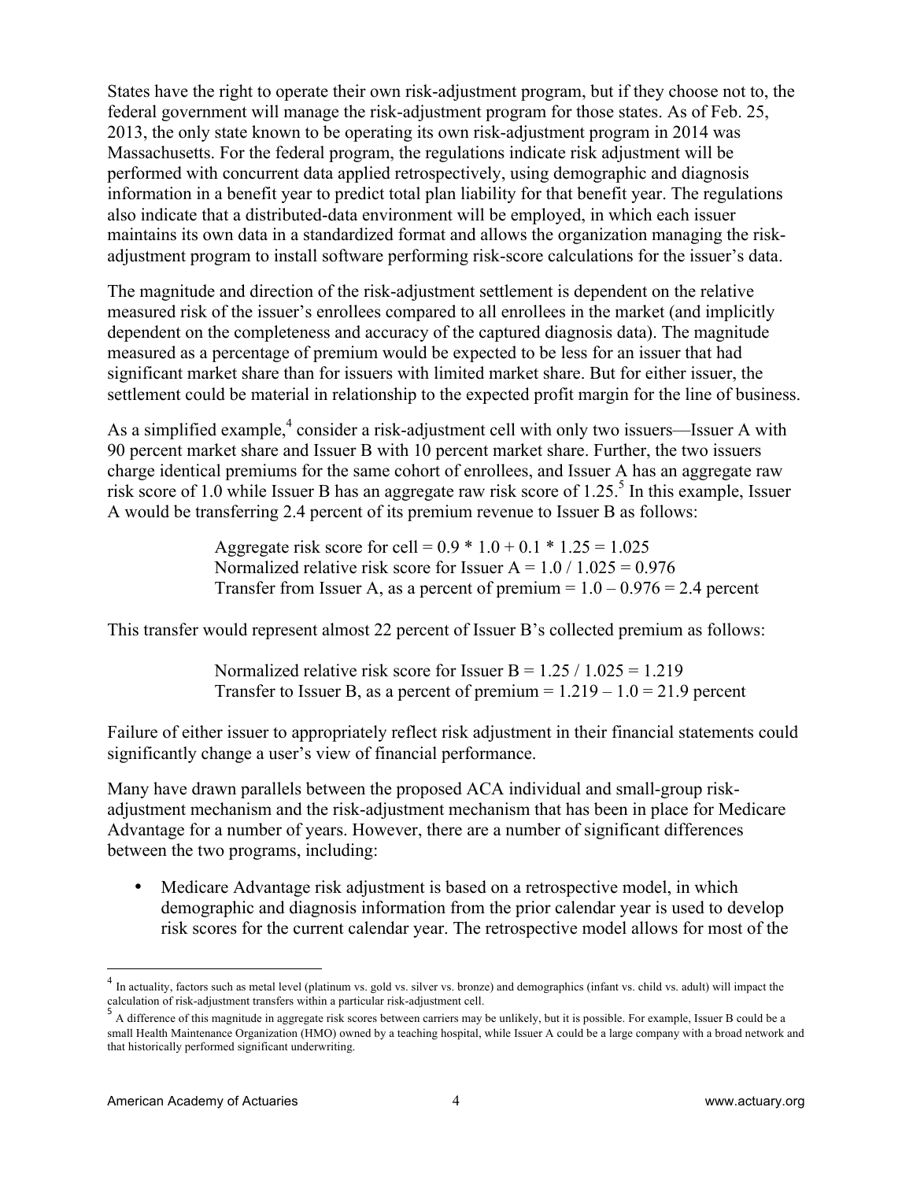States have the right to operate their own risk-adjustment program, but if they choose not to, the federal government will manage the risk-adjustment program for those states. As of Feb. 25, 2013, the only state known to be operating its own risk-adjustment program in 2014 was Massachusetts. For the federal program, the regulations indicate risk adjustment will be performed with concurrent data applied retrospectively, using demographic and diagnosis information in a benefit year to predict total plan liability for that benefit year. The regulations also indicate that a distributed-data environment will be employed, in which each issuer maintains its own data in a standardized format and allows the organization managing the risk-adjustment program to install software performing risk-score calculations for the issuer's data.

The magnitude and direction of the risk-adjustment settlement is dependent on the relative measured risk of the issuer's enrollees compared to all enrollees in the market (and implicitly dependent on the completeness and accuracy of the captured diagnosis data). The magnitude measured as a percentage of premium would be expected to be less for an issuer that had significant market share than for issuers with limited market share. But for either issuer, the settlement could be material in relationship to the expected profit margin for the line of business.

As a simplified example,[4] consider a risk-adjustment cell with only two issuers—Issuer A with 90 percent market share and Issuer B with 10 percent market share. Further, the two issuers charge identical premiums for the same cohort of enrollees, and Issuer A has an aggregate raw risk score of 1.0 while Issuer B has an aggregate raw risk score of 1.25.[5] In this example, Issuer A would be transferring 2.4 percent of its premium revenue to Issuer B as follows:

> Aggregate risk score for cell = 0.9 * 1.0 + 0.1 * 1.25 = 1.025
> Normalized relative risk score for Issuer A = 1.0 / 1.025 = 0.976
> Transfer from Issuer A, as a percent of premium = 1.0 – 0.976 = 2.4 percent

This transfer would represent almost 22 percent of Issuer B's collected premium as follows:

> Normalized relative risk score for Issuer B = 1.25 / 1.025 = 1.219
> Transfer to Issuer B, as a percent of premium = 1.219 – 1.0 = 21.9 percent

Failure of either issuer to appropriately reflect risk adjustment in their financial statements could significantly change a user's view of financial performance.

Many have drawn parallels between the proposed ACA individual and small-group risk-adjustment mechanism and the risk-adjustment mechanism that has been in place for Medicare Advantage for a number of years. However, there are a number of significant differences between the two programs, including:

- Medicare Advantage risk adjustment is based on a retrospective model, in which demographic and diagnosis information from the prior calendar year is used to develop risk scores for the current calendar year. The retrospective model allows for most of the

---

[4] In actuality, factors such as metal level (platinum vs. gold vs. silver vs. bronze) and demographics (infant vs. child vs. adult) will impact the calculation of risk-adjustment transfers within a particular risk-adjustment cell.

[5] A difference of this magnitude in aggregate risk scores between carriers may be unlikely, but it is possible. For example, Issuer B could be a small Health Maintenance Organization (HMO) owned by a teaching hospital, while Issuer A could be a large company with a broad network and that historically performed significant underwriting.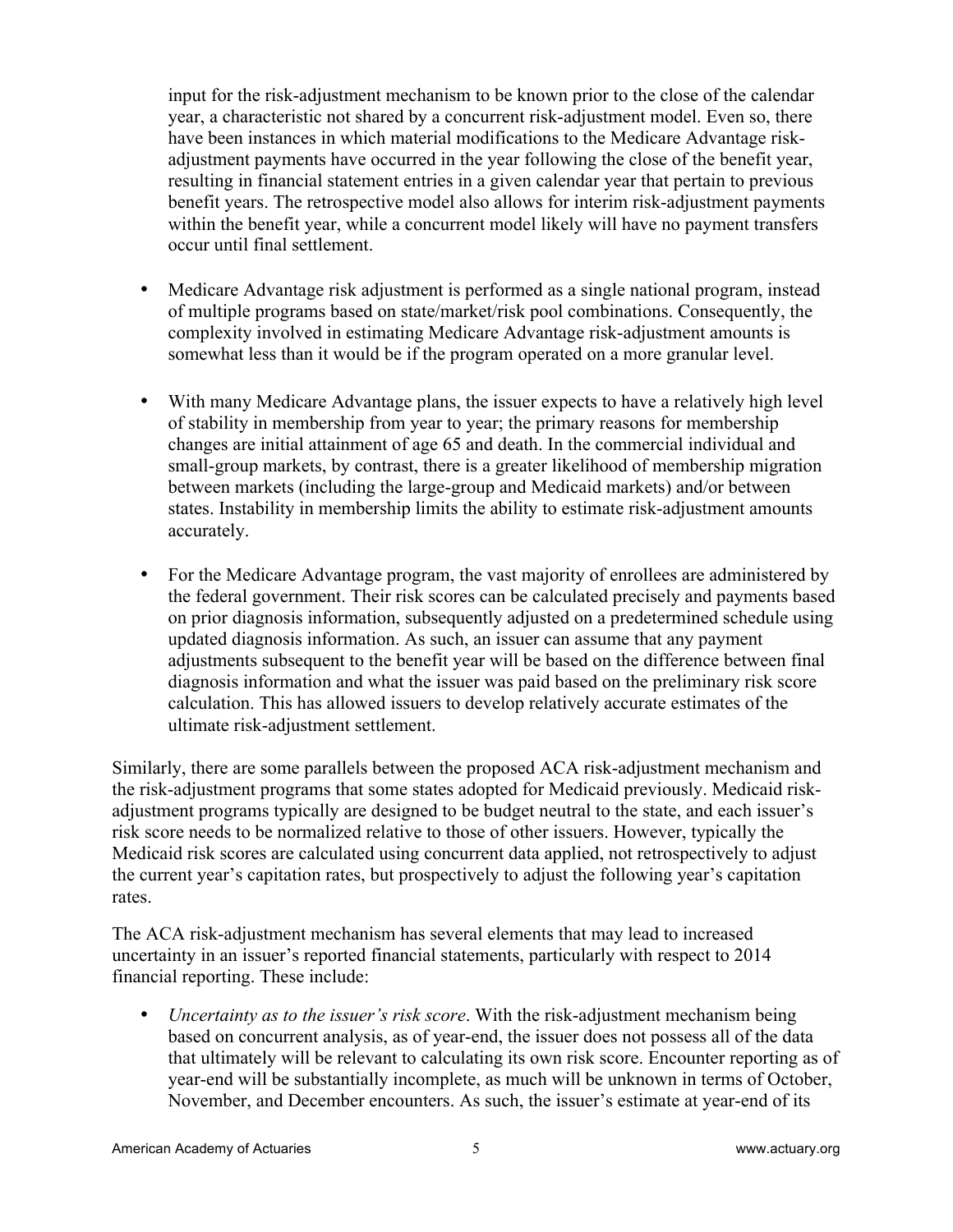input for the risk-adjustment mechanism to be known prior to the close of the calendar year, a characteristic not shared by a concurrent risk-adjustment model. Even so, there have been instances in which material modifications to the Medicare Advantage risk-adjustment payments have occurred in the year following the close of the benefit year, resulting in financial statement entries in a given calendar year that pertain to previous benefit years. The retrospective model also allows for interim risk-adjustment payments within the benefit year, while a concurrent model likely will have no payment transfers occur until final settlement.

- Medicare Advantage risk adjustment is performed as a single national program, instead of multiple programs based on state/market/risk pool combinations. Consequently, the complexity involved in estimating Medicare Advantage risk-adjustment amounts is somewhat less than it would be if the program operated on a more granular level.

- With many Medicare Advantage plans, the issuer expects to have a relatively high level of stability in membership from year to year; the primary reasons for membership changes are initial attainment of age 65 and death. In the commercial individual and small-group markets, by contrast, there is a greater likelihood of membership migration between markets (including the large-group and Medicaid markets) and/or between states. Instability in membership limits the ability to estimate risk-adjustment amounts accurately.

- For the Medicare Advantage program, the vast majority of enrollees are administered by the federal government. Their risk scores can be calculated precisely and payments based on prior diagnosis information, subsequently adjusted on a predetermined schedule using updated diagnosis information. As such, an issuer can assume that any payment adjustments subsequent to the benefit year will be based on the difference between final diagnosis information and what the issuer was paid based on the preliminary risk score calculation. This has allowed issuers to develop relatively accurate estimates of the ultimate risk-adjustment settlement.

Similarly, there are some parallels between the proposed ACA risk-adjustment mechanism and the risk-adjustment programs that some states adopted for Medicaid previously. Medicaid risk-adjustment programs typically are designed to be budget neutral to the state, and each issuer's risk score needs to be normalized relative to those of other issuers. However, typically the Medicaid risk scores are calculated using concurrent data applied, not retrospectively to adjust the current year's capitation rates, but prospectively to adjust the following year's capitation rates.

The ACA risk-adjustment mechanism has several elements that may lead to increased uncertainty in an issuer's reported financial statements, particularly with respect to 2014 financial reporting. These include:

- *Uncertainty as to the issuer's risk score*. With the risk-adjustment mechanism being based on concurrent analysis, as of year-end, the issuer does not possess all of the data that ultimately will be relevant to calculating its own risk score. Encounter reporting as of year-end will be substantially incomplete, as much will be unknown in terms of October, November, and December encounters. As such, the issuer's estimate at year-end of its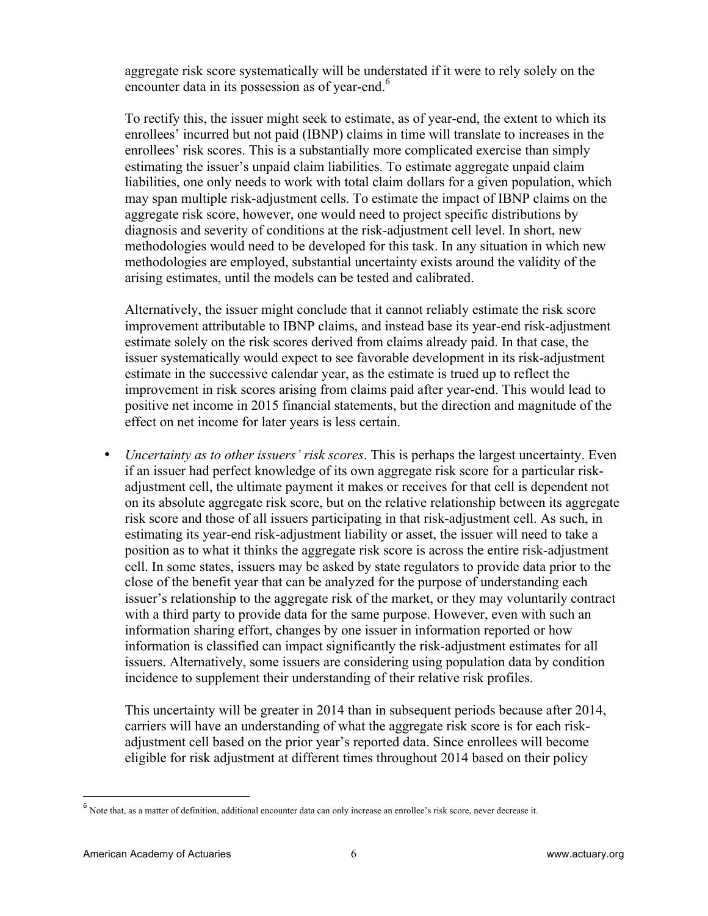aggregate risk score systematically will be understated if it were to rely solely on the encounter data in its possession as of year-end.[6]

To rectify this, the issuer might seek to estimate, as of year-end, the extent to which its enrollees' incurred but not paid (IBNP) claims in time will translate to increases in the enrollees' risk scores. This is a substantially more complicated exercise than simply estimating the issuer's unpaid claim liabilities. To estimate aggregate unpaid claim liabilities, one only needs to work with total claim dollars for a given population, which may span multiple risk-adjustment cells. To estimate the impact of IBNP claims on the aggregate risk score, however, one would need to project specific distributions by diagnosis and severity of conditions at the risk-adjustment cell level. In short, new methodologies would need to be developed for this task. In any situation in which new methodologies are employed, substantial uncertainty exists around the validity of the arising estimates, until the models can be tested and calibrated.

Alternatively, the issuer might conclude that it cannot reliably estimate the risk score improvement attributable to IBNP claims, and instead base its year-end risk-adjustment estimate solely on the risk scores derived from claims already paid. In that case, the issuer systematically would expect to see favorable development in its risk-adjustment estimate in the successive calendar year, as the estimate is trued up to reflect the improvement in risk scores arising from claims paid after year-end. This would lead to positive net income in 2015 financial statements, but the direction and magnitude of the effect on net income for later years is less certain.

- *Uncertainty as to other issuers' risk scores*. This is perhaps the largest uncertainty. Even if an issuer had perfect knowledge of its own aggregate risk score for a particular risk-adjustment cell, the ultimate payment it makes or receives for that cell is dependent not on its absolute aggregate risk score, but on the relative relationship between its aggregate risk score and those of all issuers participating in that risk-adjustment cell. As such, in estimating its year-end risk-adjustment liability or asset, the issuer will need to take a position as to what it thinks the aggregate risk score is across the entire risk-adjustment cell. In some states, issuers may be asked by state regulators to provide data prior to the close of the benefit year that can be analyzed for the purpose of understanding each issuer's relationship to the aggregate risk of the market, or they may voluntarily contract with a third party to provide data for the same purpose. However, even with such an information sharing effort, changes by one issuer in information reported or how information is classified can impact significantly the risk-adjustment estimates for all issuers. Alternatively, some issuers are considering using population data by condition incidence to supplement their understanding of their relative risk profiles.

  This uncertainty will be greater in 2014 than in subsequent periods because after 2014, carriers will have an understanding of what the aggregate risk score is for each risk-adjustment cell based on the prior year's reported data. Since enrollees will become eligible for risk adjustment at different times throughout 2014 based on their policy

[6] Note that, as a matter of definition, additional encounter data can only increase an enrollee's risk score, never decrease it.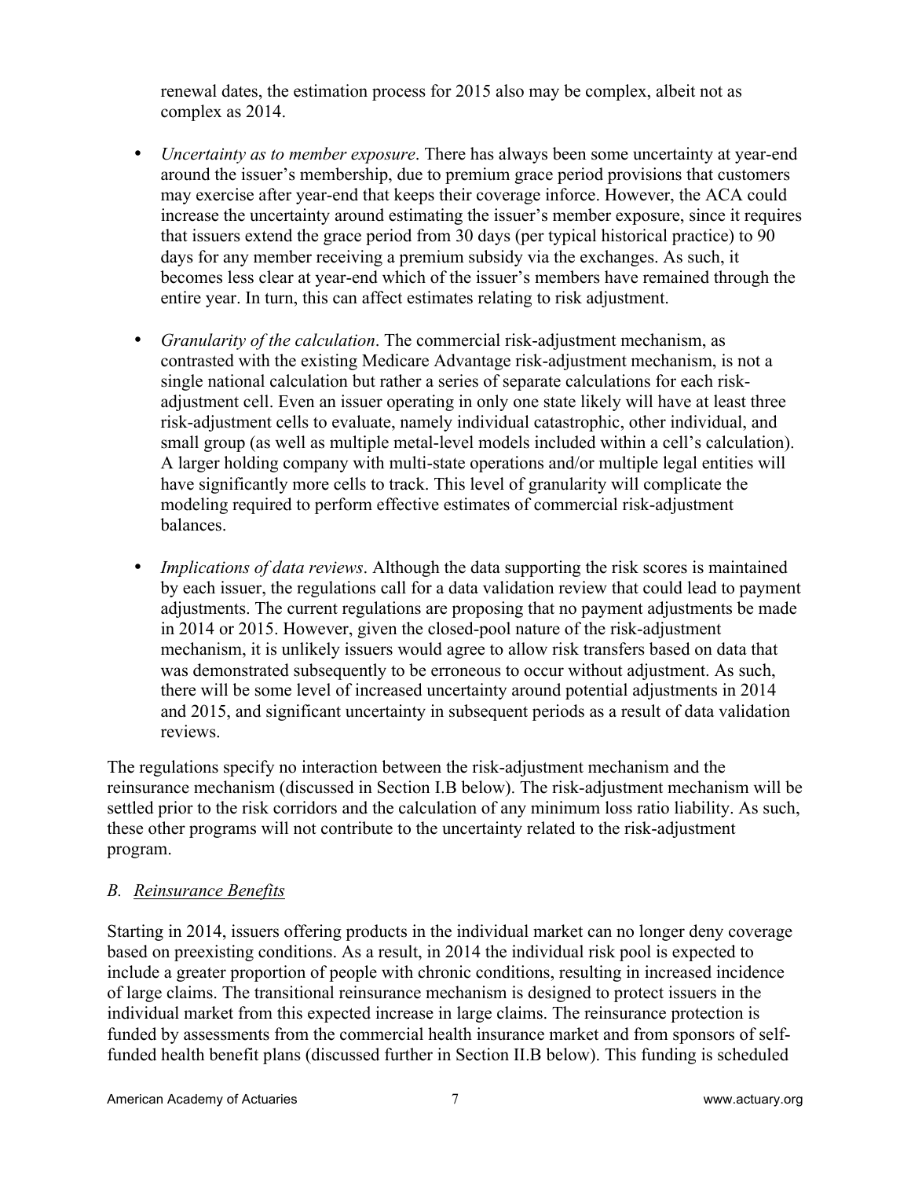renewal dates, the estimation process for 2015 also may be complex, albeit not as complex as 2014.

- *Uncertainty as to member exposure*. There has always been some uncertainty at year-end around the issuer's membership, due to premium grace period provisions that customers may exercise after year-end that keeps their coverage inforce. However, the ACA could increase the uncertainty around estimating the issuer's member exposure, since it requires that issuers extend the grace period from 30 days (per typical historical practice) to 90 days for any member receiving a premium subsidy via the exchanges. As such, it becomes less clear at year-end which of the issuer's members have remained through the entire year. In turn, this can affect estimates relating to risk adjustment.

- *Granularity of the calculation*. The commercial risk-adjustment mechanism, as contrasted with the existing Medicare Advantage risk-adjustment mechanism, is not a single national calculation but rather a series of separate calculations for each risk-adjustment cell. Even an issuer operating in only one state likely will have at least three risk-adjustment cells to evaluate, namely individual catastrophic, other individual, and small group (as well as multiple metal-level models included within a cell's calculation). A larger holding company with multi-state operations and/or multiple legal entities will have significantly more cells to track. This level of granularity will complicate the modeling required to perform effective estimates of commercial risk-adjustment balances.

- *Implications of data reviews*. Although the data supporting the risk scores is maintained by each issuer, the regulations call for a data validation review that could lead to payment adjustments. The current regulations are proposing that no payment adjustments be made in 2014 or 2015. However, given the closed-pool nature of the risk-adjustment mechanism, it is unlikely issuers would agree to allow risk transfers based on data that was demonstrated subsequently to be erroneous to occur without adjustment. As such, there will be some level of increased uncertainty around potential adjustments in 2014 and 2015, and significant uncertainty in subsequent periods as a result of data validation reviews.

The regulations specify no interaction between the risk-adjustment mechanism and the reinsurance mechanism (discussed in Section I.B below). The risk-adjustment mechanism will be settled prior to the risk corridors and the calculation of any minimum loss ratio liability. As such, these other programs will not contribute to the uncertainty related to the risk-adjustment program.

### *B. Reinsurance Benefits*

Starting in 2014, issuers offering products in the individual market can no longer deny coverage based on preexisting conditions. As a result, in 2014 the individual risk pool is expected to include a greater proportion of people with chronic conditions, resulting in increased incidence of large claims. The transitional reinsurance mechanism is designed to protect issuers in the individual market from this expected increase in large claims. The reinsurance protection is funded by assessments from the commercial health insurance market and from sponsors of self-funded health benefit plans (discussed further in Section II.B below). This funding is scheduled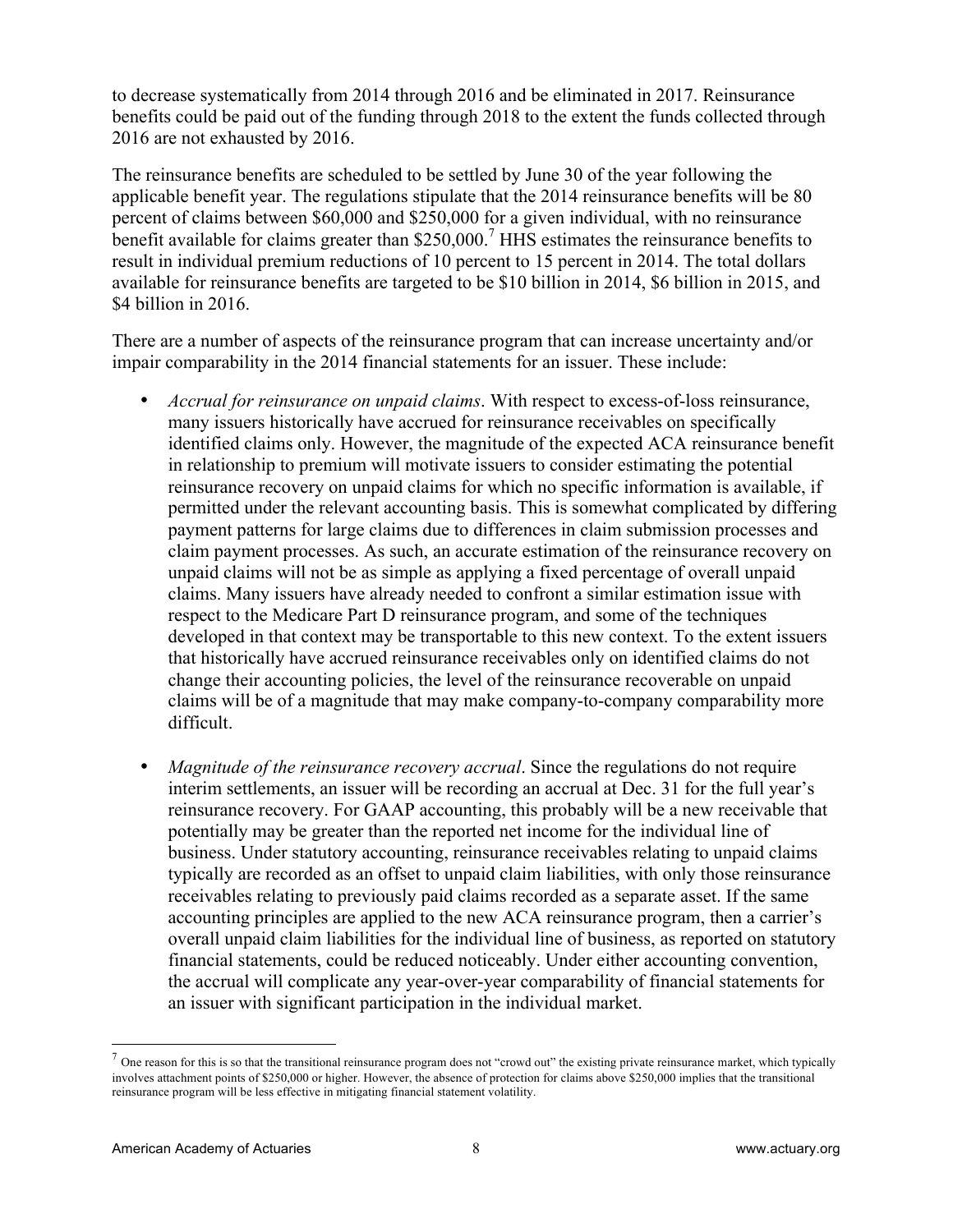to decrease systematically from 2014 through 2016 and be eliminated in 2017. Reinsurance benefits could be paid out of the funding through 2018 to the extent the funds collected through 2016 are not exhausted by 2016.

The reinsurance benefits are scheduled to be settled by June 30 of the year following the applicable benefit year. The regulations stipulate that the 2014 reinsurance benefits will be 80 percent of claims between \$60,000 and \$250,000 for a given individual, with no reinsurance benefit available for claims greater than \$250,000.[7] HHS estimates the reinsurance benefits to result in individual premium reductions of 10 percent to 15 percent in 2014. The total dollars available for reinsurance benefits are targeted to be \$10 billion in 2014, \$6 billion in 2015, and \$4 billion in 2016.

There are a number of aspects of the reinsurance program that can increase uncertainty and/or impair comparability in the 2014 financial statements for an issuer. These include:

- *Accrual for reinsurance on unpaid claims*. With respect to excess-of-loss reinsurance, many issuers historically have accrued for reinsurance receivables on specifically identified claims only. However, the magnitude of the expected ACA reinsurance benefit in relationship to premium will motivate issuers to consider estimating the potential reinsurance recovery on unpaid claims for which no specific information is available, if permitted under the relevant accounting basis. This is somewhat complicated by differing payment patterns for large claims due to differences in claim submission processes and claim payment processes. As such, an accurate estimation of the reinsurance recovery on unpaid claims will not be as simple as applying a fixed percentage of overall unpaid claims. Many issuers have already needed to confront a similar estimation issue with respect to the Medicare Part D reinsurance program, and some of the techniques developed in that context may be transportable to this new context. To the extent issuers that historically have accrued reinsurance receivables only on identified claims do not change their accounting policies, the level of the reinsurance recoverable on unpaid claims will be of a magnitude that may make company-to-company comparability more difficult.

- *Magnitude of the reinsurance recovery accrual*. Since the regulations do not require interim settlements, an issuer will be recording an accrual at Dec. 31 for the full year's reinsurance recovery. For GAAP accounting, this probably will be a new receivable that potentially may be greater than the reported net income for the individual line of business. Under statutory accounting, reinsurance receivables relating to unpaid claims typically are recorded as an offset to unpaid claim liabilities, with only those reinsurance receivables relating to previously paid claims recorded as a separate asset. If the same accounting principles are applied to the new ACA reinsurance program, then a carrier's overall unpaid claim liabilities for the individual line of business, as reported on statutory financial statements, could be reduced noticeably. Under either accounting convention, the accrual will complicate any year-over-year comparability of financial statements for an issuer with significant participation in the individual market.

---

[7] One reason for this is so that the transitional reinsurance program does not "crowd out" the existing private reinsurance market, which typically involves attachment points of \$250,000 or higher. However, the absence of protection for claims above \$250,000 implies that the transitional reinsurance program will be less effective in mitigating financial statement volatility.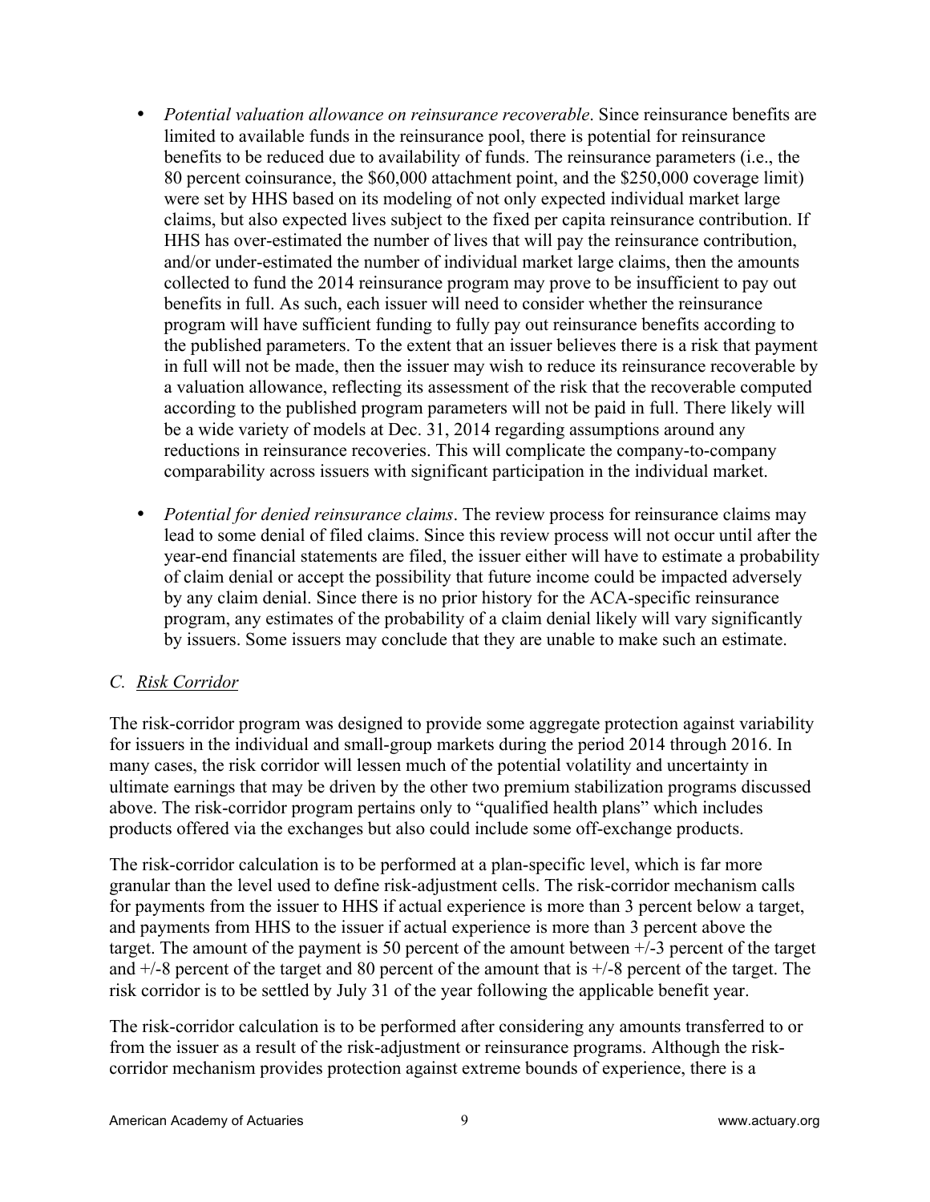- *Potential valuation allowance on reinsurance recoverable*. Since reinsurance benefits are limited to available funds in the reinsurance pool, there is potential for reinsurance benefits to be reduced due to availability of funds. The reinsurance parameters (i.e., the 80 percent coinsurance, the $60,000 attachment point, and the $250,000 coverage limit) were set by HHS based on its modeling of not only expected individual market large claims, but also expected lives subject to the fixed per capita reinsurance contribution. If HHS has over-estimated the number of lives that will pay the reinsurance contribution, and/or under-estimated the number of individual market large claims, then the amounts collected to fund the 2014 reinsurance program may prove to be insufficient to pay out benefits in full. As such, each issuer will need to consider whether the reinsurance program will have sufficient funding to fully pay out reinsurance benefits according to the published parameters. To the extent that an issuer believes there is a risk that payment in full will not be made, then the issuer may wish to reduce its reinsurance recoverable by a valuation allowance, reflecting its assessment of the risk that the recoverable computed according to the published program parameters will not be paid in full. There likely will be a wide variety of models at Dec. 31, 2014 regarding assumptions around any reductions in reinsurance recoveries. This will complicate the company-to-company comparability across issuers with significant participation in the individual market.

- *Potential for denied reinsurance claims*. The review process for reinsurance claims may lead to some denial of filed claims. Since this review process will not occur until after the year-end financial statements are filed, the issuer either will have to estimate a probability of claim denial or accept the possibility that future income could be impacted adversely by any claim denial. Since there is no prior history for the ACA-specific reinsurance program, any estimates of the probability of a claim denial likely will vary significantly by issuers. Some issuers may conclude that they are unable to make such an estimate.

### *C. Risk Corridor*

The risk-corridor program was designed to provide some aggregate protection against variability for issuers in the individual and small-group markets during the period 2014 through 2016. In many cases, the risk corridor will lessen much of the potential volatility and uncertainty in ultimate earnings that may be driven by the other two premium stabilization programs discussed above. The risk-corridor program pertains only to "qualified health plans" which includes products offered via the exchanges but also could include some off-exchange products.

The risk-corridor calculation is to be performed at a plan-specific level, which is far more granular than the level used to define risk-adjustment cells. The risk-corridor mechanism calls for payments from the issuer to HHS if actual experience is more than 3 percent below a target, and payments from HHS to the issuer if actual experience is more than 3 percent above the target. The amount of the payment is 50 percent of the amount between +/-3 percent of the target and +/-8 percent of the target and 80 percent of the amount that is +/-8 percent of the target. The risk corridor is to be settled by July 31 of the year following the applicable benefit year.

The risk-corridor calculation is to be performed after considering any amounts transferred to or from the issuer as a result of the risk-adjustment or reinsurance programs. Although the risk-corridor mechanism provides protection against extreme bounds of experience, there is a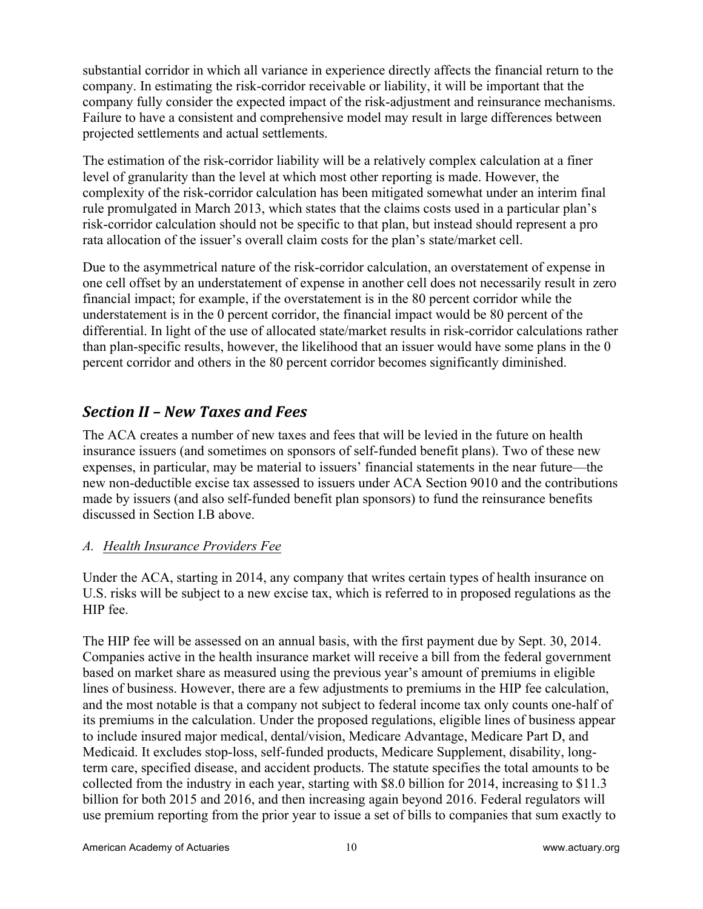substantial corridor in which all variance in experience directly affects the financial return to the company. In estimating the risk-corridor receivable or liability, it will be important that the company fully consider the expected impact of the risk-adjustment and reinsurance mechanisms. Failure to have a consistent and comprehensive model may result in large differences between projected settlements and actual settlements.

The estimation of the risk-corridor liability will be a relatively complex calculation at a finer level of granularity than the level at which most other reporting is made. However, the complexity of the risk-corridor calculation has been mitigated somewhat under an interim final rule promulgated in March 2013, which states that the claims costs used in a particular plan's risk-corridor calculation should not be specific to that plan, but instead should represent a pro rata allocation of the issuer's overall claim costs for the plan's state/market cell.

Due to the asymmetrical nature of the risk-corridor calculation, an overstatement of expense in one cell offset by an understatement of expense in another cell does not necessarily result in zero financial impact; for example, if the overstatement is in the 80 percent corridor while the understatement is in the 0 percent corridor, the financial impact would be 80 percent of the differential. In light of the use of allocated state/market results in risk-corridor calculations rather than plan-specific results, however, the likelihood that an issuer would have some plans in the 0 percent corridor and others in the 80 percent corridor becomes significantly diminished.

## *Section II – New Taxes and Fees*

The ACA creates a number of new taxes and fees that will be levied in the future on health insurance issuers (and sometimes on sponsors of self-funded benefit plans). Two of these new expenses, in particular, may be material to issuers' financial statements in the near future—the new non-deductible excise tax assessed to issuers under ACA Section 9010 and the contributions made by issuers (and also self-funded benefit plan sponsors) to fund the reinsurance benefits discussed in Section I.B above.

### *A. Health Insurance Providers Fee*

Under the ACA, starting in 2014, any company that writes certain types of health insurance on U.S. risks will be subject to a new excise tax, which is referred to in proposed regulations as the HIP fee.

The HIP fee will be assessed on an annual basis, with the first payment due by Sept. 30, 2014. Companies active in the health insurance market will receive a bill from the federal government based on market share as measured using the previous year's amount of premiums in eligible lines of business. However, there are a few adjustments to premiums in the HIP fee calculation, and the most notable is that a company not subject to federal income tax only counts one-half of its premiums in the calculation. Under the proposed regulations, eligible lines of business appear to include insured major medical, dental/vision, Medicare Advantage, Medicare Part D, and Medicaid. It excludes stop-loss, self-funded products, Medicare Supplement, disability, long-term care, specified disease, and accident products. The statute specifies the total amounts to be collected from the industry in each year, starting with $8.0 billion for 2014, increasing to $11.3 billion for both 2015 and 2016, and then increasing again beyond 2016. Federal regulators will use premium reporting from the prior year to issue a set of bills to companies that sum exactly to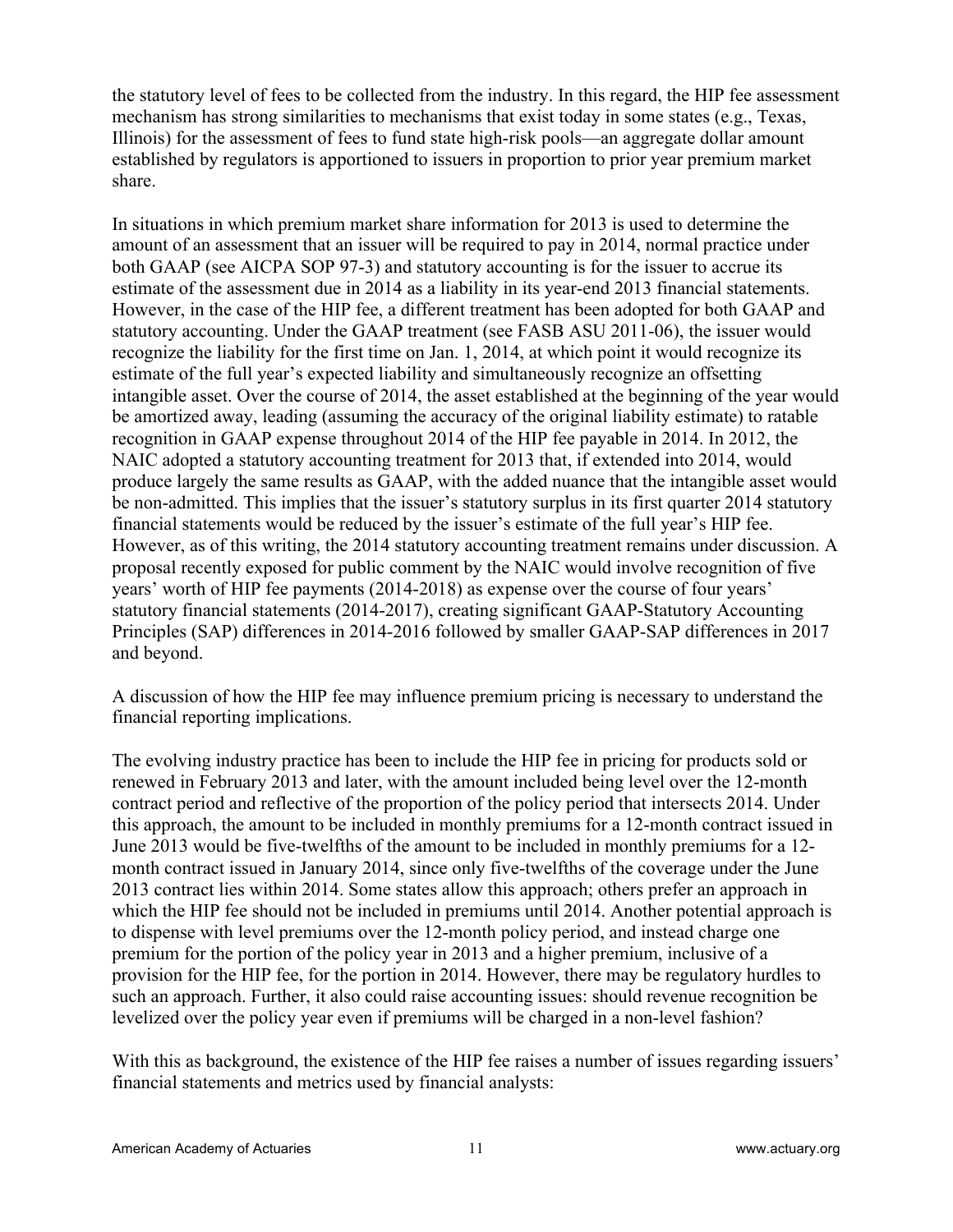the statutory level of fees to be collected from the industry. In this regard, the HIP fee assessment mechanism has strong similarities to mechanisms that exist today in some states (e.g., Texas, Illinois) for the assessment of fees to fund state high-risk pools—an aggregate dollar amount established by regulators is apportioned to issuers in proportion to prior year premium market share.

In situations in which premium market share information for 2013 is used to determine the amount of an assessment that an issuer will be required to pay in 2014, normal practice under both GAAP (see AICPA SOP 97-3) and statutory accounting is for the issuer to accrue its estimate of the assessment due in 2014 as a liability in its year-end 2013 financial statements. However, in the case of the HIP fee, a different treatment has been adopted for both GAAP and statutory accounting. Under the GAAP treatment (see FASB ASU 2011-06), the issuer would recognize the liability for the first time on Jan. 1, 2014, at which point it would recognize its estimate of the full year's expected liability and simultaneously recognize an offsetting intangible asset. Over the course of 2014, the asset established at the beginning of the year would be amortized away, leading (assuming the accuracy of the original liability estimate) to ratable recognition in GAAP expense throughout 2014 of the HIP fee payable in 2014. In 2012, the NAIC adopted a statutory accounting treatment for 2013 that, if extended into 2014, would produce largely the same results as GAAP, with the added nuance that the intangible asset would be non-admitted. This implies that the issuer's statutory surplus in its first quarter 2014 statutory financial statements would be reduced by the issuer's estimate of the full year's HIP fee. However, as of this writing, the 2014 statutory accounting treatment remains under discussion. A proposal recently exposed for public comment by the NAIC would involve recognition of five years' worth of HIP fee payments (2014-2018) as expense over the course of four years' statutory financial statements (2014-2017), creating significant GAAP-Statutory Accounting Principles (SAP) differences in 2014-2016 followed by smaller GAAP-SAP differences in 2017 and beyond.

A discussion of how the HIP fee may influence premium pricing is necessary to understand the financial reporting implications.

The evolving industry practice has been to include the HIP fee in pricing for products sold or renewed in February 2013 and later, with the amount included being level over the 12-month contract period and reflective of the proportion of the policy period that intersects 2014. Under this approach, the amount to be included in monthly premiums for a 12-month contract issued in June 2013 would be five-twelfths of the amount to be included in monthly premiums for a 12-month contract issued in January 2014, since only five-twelfths of the coverage under the June 2013 contract lies within 2014. Some states allow this approach; others prefer an approach in which the HIP fee should not be included in premiums until 2014. Another potential approach is to dispense with level premiums over the 12-month policy period, and instead charge one premium for the portion of the policy year in 2013 and a higher premium, inclusive of a provision for the HIP fee, for the portion in 2014. However, there may be regulatory hurdles to such an approach. Further, it also could raise accounting issues: should revenue recognition be levelized over the policy year even if premiums will be charged in a non-level fashion?

With this as background, the existence of the HIP fee raises a number of issues regarding issuers' financial statements and metrics used by financial analysts: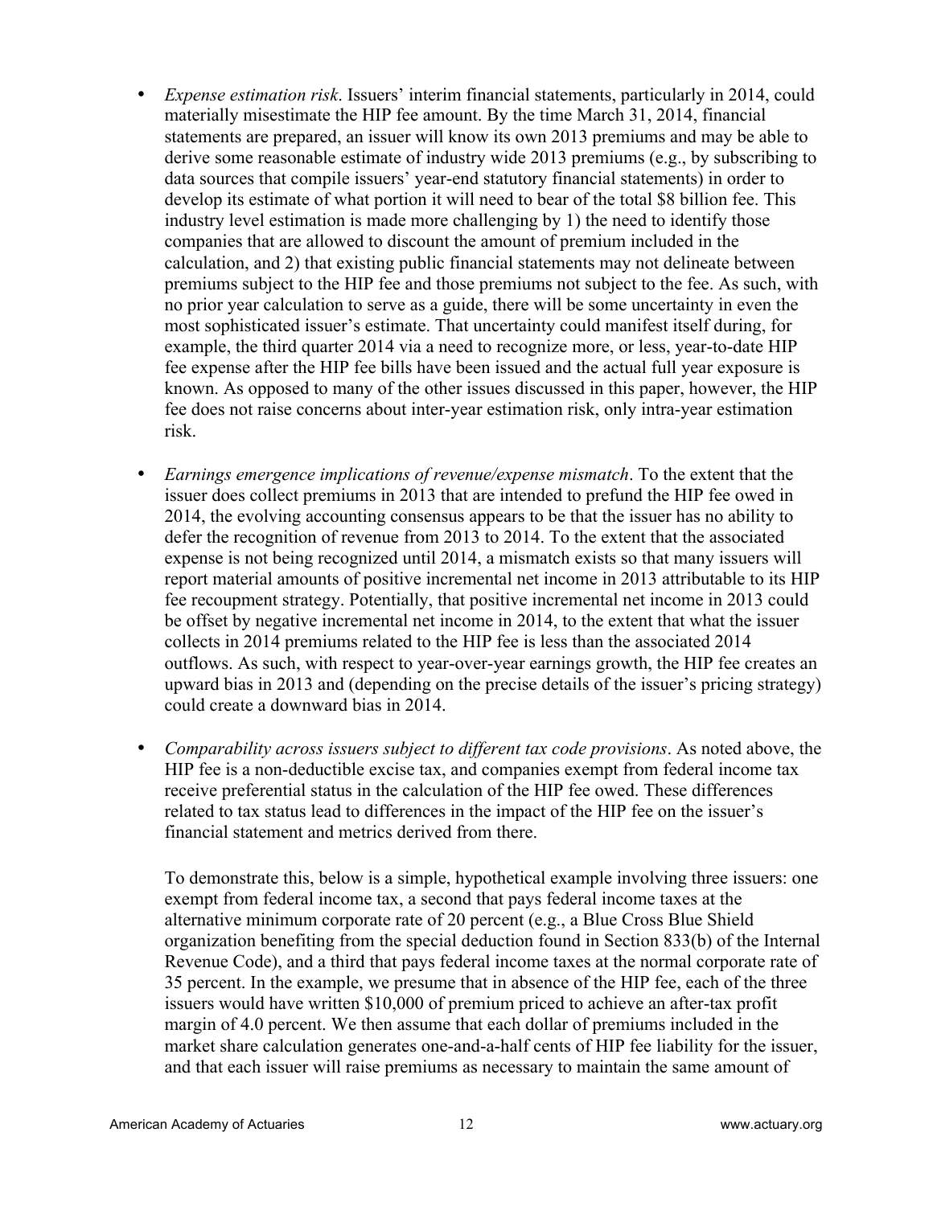- *Expense estimation risk*. Issuers' interim financial statements, particularly in 2014, could materially misestimate the HIP fee amount. By the time March 31, 2014, financial statements are prepared, an issuer will know its own 2013 premiums and may be able to derive some reasonable estimate of industry wide 2013 premiums (e.g., by subscribing to data sources that compile issuers' year-end statutory financial statements) in order to develop its estimate of what portion it will need to bear of the total $8 billion fee. This industry level estimation is made more challenging by 1) the need to identify those companies that are allowed to discount the amount of premium included in the calculation, and 2) that existing public financial statements may not delineate between premiums subject to the HIP fee and those premiums not subject to the fee. As such, with no prior year calculation to serve as a guide, there will be some uncertainty in even the most sophisticated issuer's estimate. That uncertainty could manifest itself during, for example, the third quarter 2014 via a need to recognize more, or less, year-to-date HIP fee expense after the HIP fee bills have been issued and the actual full year exposure is known. As opposed to many of the other issues discussed in this paper, however, the HIP fee does not raise concerns about inter-year estimation risk, only intra-year estimation risk.

- *Earnings emergence implications of revenue/expense mismatch*. To the extent that the issuer does collect premiums in 2013 that are intended to prefund the HIP fee owed in 2014, the evolving accounting consensus appears to be that the issuer has no ability to defer the recognition of revenue from 2013 to 2014. To the extent that the associated expense is not being recognized until 2014, a mismatch exists so that many issuers will report material amounts of positive incremental net income in 2013 attributable to its HIP fee recoupment strategy. Potentially, that positive incremental net income in 2013 could be offset by negative incremental net income in 2014, to the extent that what the issuer collects in 2014 premiums related to the HIP fee is less than the associated 2014 outflows. As such, with respect to year-over-year earnings growth, the HIP fee creates an upward bias in 2013 and (depending on the precise details of the issuer's pricing strategy) could create a downward bias in 2014.

- *Comparability across issuers subject to different tax code provisions*. As noted above, the HIP fee is a non-deductible excise tax, and companies exempt from federal income tax receive preferential status in the calculation of the HIP fee owed. These differences related to tax status lead to differences in the impact of the HIP fee on the issuer's financial statement and metrics derived from there.

  To demonstrate this, below is a simple, hypothetical example involving three issuers: one exempt from federal income tax, a second that pays federal income taxes at the alternative minimum corporate rate of 20 percent (e.g., a Blue Cross Blue Shield organization benefiting from the special deduction found in Section 833(b) of the Internal Revenue Code), and a third that pays federal income taxes at the normal corporate rate of 35 percent. In the example, we presume that in absence of the HIP fee, each of the three issuers would have written $10,000 of premium priced to achieve an after-tax profit margin of 4.0 percent. We then assume that each dollar of premiums included in the market share calculation generates one-and-a-half cents of HIP fee liability for the issuer, and that each issuer will raise premiums as necessary to maintain the same amount of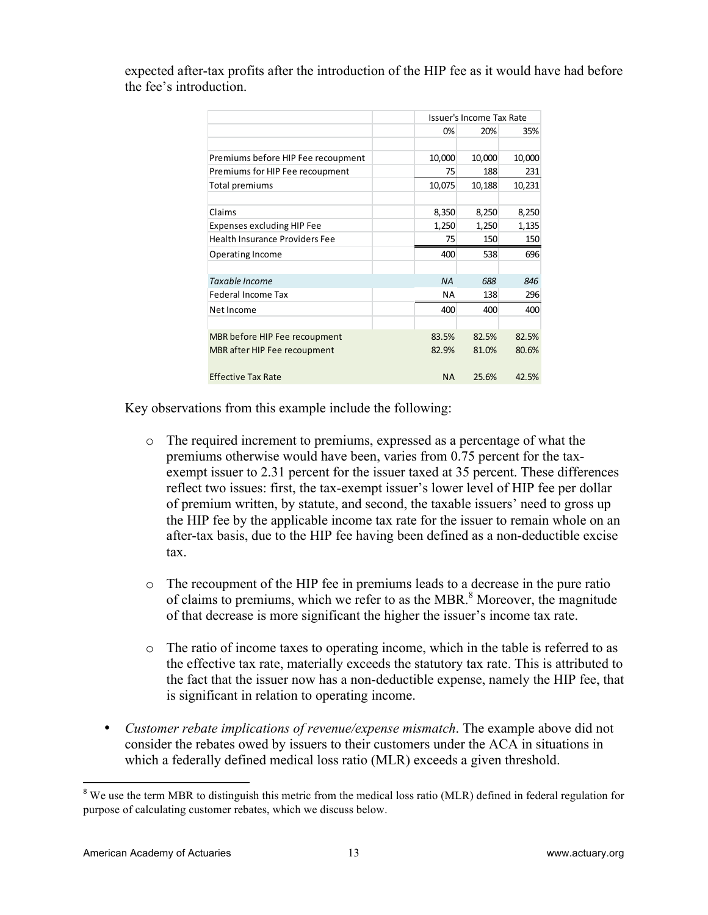expected after-tax profits after the introduction of the HIP fee as it would have had before the fee's introduction.

| | | Issuer's Income Tax Rate | | |
|---|---|---|---|---|
| | | 0% | 20% | 35% |
| | | | | |
| Premiums before HIP Fee recoupment | | 10,000 | 10,000 | 10,000 |
| Premiums for HIP Fee recoupment | | 75 | 188 | 231 |
| Total premiums | | 10,075 | 10,188 | 10,231 |
| | | | | |
| Claims | | 8,350 | 8,250 | 8,250 |
| Expenses excluding HIP Fee | | 1,250 | 1,250 | 1,135 |
| Health Insurance Providers Fee | | 75 | 150 | 150 |
| Operating Income | | 400 | 538 | 696 |
| | | | | |
| *Taxable Income* | | *NA* | *688* | *846* |
| Federal Income Tax | | NA | 138 | 296 |
| Net Income | | 400 | 400 | 400 |
| | | | | |
| MBR before HIP Fee recoupment | | 83.5% | 82.5% | 82.5% |
| MBR after HIP Fee recoupment | | 82.9% | 81.0% | 80.6% |
| | | | | |
| Effective Tax Rate | | NA | 25.6% | 42.5% |

Key observations from this example include the following:

- The required increment to premiums, expressed as a percentage of what the premiums otherwise would have been, varies from 0.75 percent for the tax-exempt issuer to 2.31 percent for the issuer taxed at 35 percent. These differences reflect two issues: first, the tax-exempt issuer's lower level of HIP fee per dollar of premium written, by statute, and second, the taxable issuers' need to gross up the HIP fee by the applicable income tax rate for the issuer to remain whole on an after-tax basis, due to the HIP fee having been defined as a non-deductible excise tax.

- The recoupment of the HIP fee in premiums leads to a decrease in the pure ratio of claims to premiums, which we refer to as the MBR.[8] Moreover, the magnitude of that decrease is more significant the higher the issuer's income tax rate.

- The ratio of income taxes to operating income, which in the table is referred to as the effective tax rate, materially exceeds the statutory tax rate. This is attributed to the fact that the issuer now has a non-deductible expense, namely the HIP fee, that is significant in relation to operating income.

- *Customer rebate implications of revenue/expense mismatch*. The example above did not consider the rebates owed by issuers to their customers under the ACA in situations in which a federally defined medical loss ratio (MLR) exceeds a given threshold.

[8] We use the term MBR to distinguish this metric from the medical loss ratio (MLR) defined in federal regulation for purpose of calculating customer rebates, which we discuss below.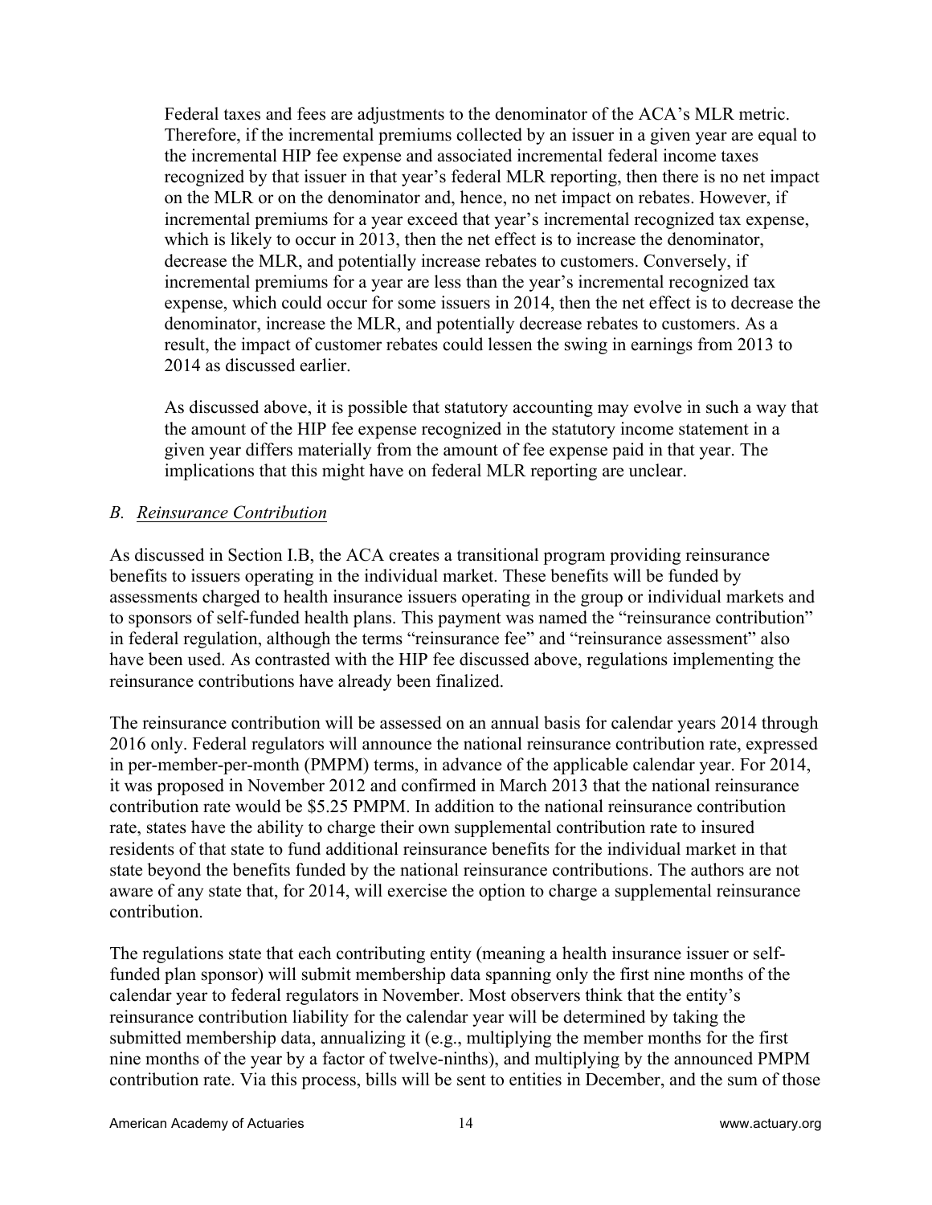Federal taxes and fees are adjustments to the denominator of the ACA's MLR metric. Therefore, if the incremental premiums collected by an issuer in a given year are equal to the incremental HIP fee expense and associated incremental federal income taxes recognized by that issuer in that year's federal MLR reporting, then there is no net impact on the MLR or on the denominator and, hence, no net impact on rebates. However, if incremental premiums for a year exceed that year's incremental recognized tax expense, which is likely to occur in 2013, then the net effect is to increase the denominator, decrease the MLR, and potentially increase rebates to customers. Conversely, if incremental premiums for a year are less than the year's incremental recognized tax expense, which could occur for some issuers in 2014, then the net effect is to decrease the denominator, increase the MLR, and potentially decrease rebates to customers. As a result, the impact of customer rebates could lessen the swing in earnings from 2013 to 2014 as discussed earlier.

As discussed above, it is possible that statutory accounting may evolve in such a way that the amount of the HIP fee expense recognized in the statutory income statement in a given year differs materially from the amount of fee expense paid in that year. The implications that this might have on federal MLR reporting are unclear.

### *B. Reinsurance Contribution*

As discussed in Section I.B, the ACA creates a transitional program providing reinsurance benefits to issuers operating in the individual market. These benefits will be funded by assessments charged to health insurance issuers operating in the group or individual markets and to sponsors of self-funded health plans. This payment was named the "reinsurance contribution" in federal regulation, although the terms "reinsurance fee" and "reinsurance assessment" also have been used. As contrasted with the HIP fee discussed above, regulations implementing the reinsurance contributions have already been finalized.

The reinsurance contribution will be assessed on an annual basis for calendar years 2014 through 2016 only. Federal regulators will announce the national reinsurance contribution rate, expressed in per-member-per-month (PMPM) terms, in advance of the applicable calendar year. For 2014, it was proposed in November 2012 and confirmed in March 2013 that the national reinsurance contribution rate would be $5.25 PMPM. In addition to the national reinsurance contribution rate, states have the ability to charge their own supplemental contribution rate to insured residents of that state to fund additional reinsurance benefits for the individual market in that state beyond the benefits funded by the national reinsurance contributions. The authors are not aware of any state that, for 2014, will exercise the option to charge a supplemental reinsurance contribution.

The regulations state that each contributing entity (meaning a health insurance issuer or self-funded plan sponsor) will submit membership data spanning only the first nine months of the calendar year to federal regulators in November. Most observers think that the entity's reinsurance contribution liability for the calendar year will be determined by taking the submitted membership data, annualizing it (e.g., multiplying the member months for the first nine months of the year by a factor of twelve-ninths), and multiplying by the announced PMPM contribution rate. Via this process, bills will be sent to entities in December, and the sum of those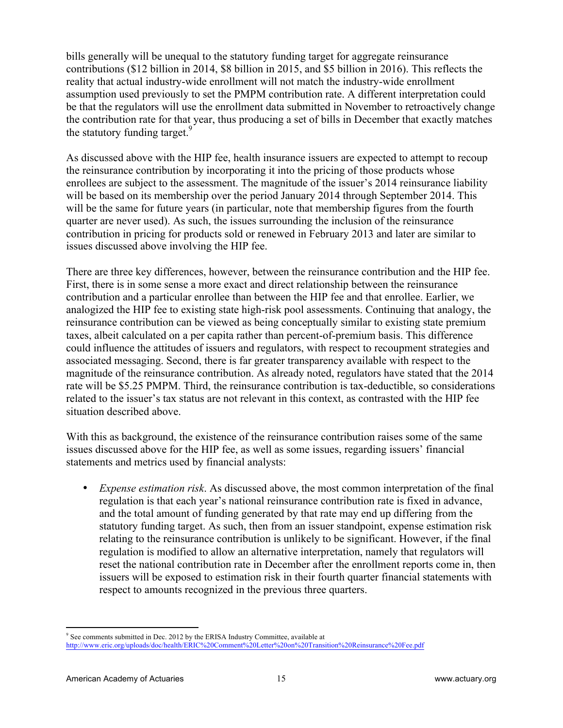bills generally will be unequal to the statutory funding target for aggregate reinsurance contributions ($12 billion in 2014, $8 billion in 2015, and $5 billion in 2016). This reflects the reality that actual industry-wide enrollment will not match the industry-wide enrollment assumption used previously to set the PMPM contribution rate. A different interpretation could be that the regulators will use the enrollment data submitted in November to retroactively change the contribution rate for that year, thus producing a set of bills in December that exactly matches the statutory funding target.[9]

As discussed above with the HIP fee, health insurance issuers are expected to attempt to recoup the reinsurance contribution by incorporating it into the pricing of those products whose enrollees are subject to the assessment. The magnitude of the issuer's 2014 reinsurance liability will be based on its membership over the period January 2014 through September 2014. This will be the same for future years (in particular, note that membership figures from the fourth quarter are never used). As such, the issues surrounding the inclusion of the reinsurance contribution in pricing for products sold or renewed in February 2013 and later are similar to issues discussed above involving the HIP fee.

There are three key differences, however, between the reinsurance contribution and the HIP fee. First, there is in some sense a more exact and direct relationship between the reinsurance contribution and a particular enrollee than between the HIP fee and that enrollee. Earlier, we analogized the HIP fee to existing state high-risk pool assessments. Continuing that analogy, the reinsurance contribution can be viewed as being conceptually similar to existing state premium taxes, albeit calculated on a per capita rather than percent-of-premium basis. This difference could influence the attitudes of issuers and regulators, with respect to recoupment strategies and associated messaging. Second, there is far greater transparency available with respect to the magnitude of the reinsurance contribution. As already noted, regulators have stated that the 2014 rate will be $5.25 PMPM. Third, the reinsurance contribution is tax-deductible, so considerations related to the issuer's tax status are not relevant in this context, as contrasted with the HIP fee situation described above.

With this as background, the existence of the reinsurance contribution raises some of the same issues discussed above for the HIP fee, as well as some issues, regarding issuers' financial statements and metrics used by financial analysts:

- *Expense estimation risk*. As discussed above, the most common interpretation of the final regulation is that each year's national reinsurance contribution rate is fixed in advance, and the total amount of funding generated by that rate may end up differing from the statutory funding target. As such, then from an issuer standpoint, expense estimation risk relating to the reinsurance contribution is unlikely to be significant. However, if the final regulation is modified to allow an alternative interpretation, namely that regulators will reset the national contribution rate in December after the enrollment reports come in, then issuers will be exposed to estimation risk in their fourth quarter financial statements with respect to amounts recognized in the previous three quarters.

[9] See comments submitted in Dec. 2012 by the ERISA Industry Committee, available at http://www.eric.org/uploads/doc/health/ERIC%20Comment%20Letter%20on%20Transition%20Reinsurance%20Fee.pdf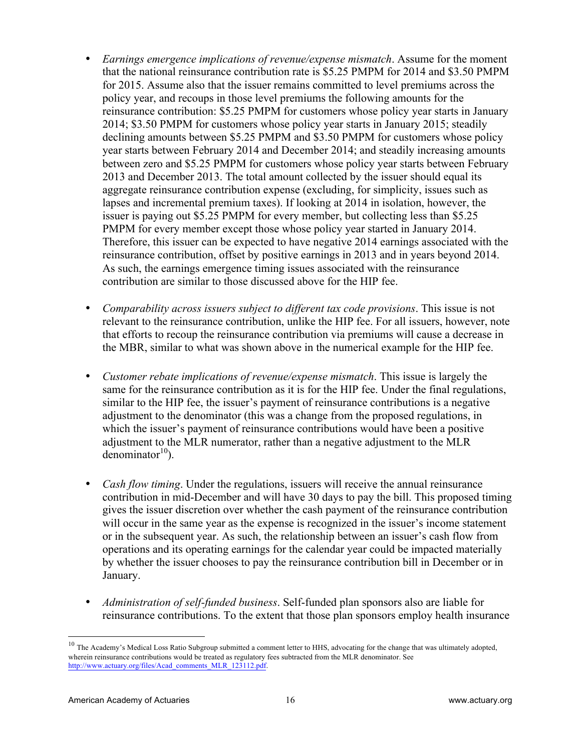- *Earnings emergence implications of revenue/expense mismatch*. Assume for the moment that the national reinsurance contribution rate is $5.25 PMPM for 2014 and $3.50 PMPM for 2015. Assume also that the issuer remains committed to level premiums across the policy year, and recoups in those level premiums the following amounts for the reinsurance contribution: $5.25 PMPM for customers whose policy year starts in January 2014; $3.50 PMPM for customers whose policy year starts in January 2015; steadily declining amounts between $5.25 PMPM and $3.50 PMPM for customers whose policy year starts between February 2014 and December 2014; and steadily increasing amounts between zero and $5.25 PMPM for customers whose policy year starts between February 2013 and December 2013. The total amount collected by the issuer should equal its aggregate reinsurance contribution expense (excluding, for simplicity, issues such as lapses and incremental premium taxes). If looking at 2014 in isolation, however, the issuer is paying out $5.25 PMPM for every member, but collecting less than $5.25 PMPM for every member except those whose policy year started in January 2014. Therefore, this issuer can be expected to have negative 2014 earnings associated with the reinsurance contribution, offset by positive earnings in 2013 and in years beyond 2014. As such, the earnings emergence timing issues associated with the reinsurance contribution are similar to those discussed above for the HIP fee.

- *Comparability across issuers subject to different tax code provisions*. This issue is not relevant to the reinsurance contribution, unlike the HIP fee. For all issuers, however, note that efforts to recoup the reinsurance contribution via premiums will cause a decrease in the MBR, similar to what was shown above in the numerical example for the HIP fee.

- *Customer rebate implications of revenue/expense mismatch*. This issue is largely the same for the reinsurance contribution as it is for the HIP fee. Under the final regulations, similar to the HIP fee, the issuer's payment of reinsurance contributions is a negative adjustment to the denominator (this was a change from the proposed regulations, in which the issuer's payment of reinsurance contributions would have been a positive adjustment to the MLR numerator, rather than a negative adjustment to the MLR denominator[10]).

- *Cash flow timing*. Under the regulations, issuers will receive the annual reinsurance contribution in mid-December and will have 30 days to pay the bill. This proposed timing gives the issuer discretion over whether the cash payment of the reinsurance contribution will occur in the same year as the expense is recognized in the issuer's income statement or in the subsequent year. As such, the relationship between an issuer's cash flow from operations and its operating earnings for the calendar year could be impacted materially by whether the issuer chooses to pay the reinsurance contribution bill in December or in January.

- *Administration of self-funded business*. Self-funded plan sponsors also are liable for reinsurance contributions. To the extent that those plan sponsors employ health insurance

---

[10] The Academy's Medical Loss Ratio Subgroup submitted a comment letter to HHS, advocating for the change that was ultimately adopted, wherein reinsurance contributions would be treated as regulatory fees subtracted from the MLR denominator. See http://www.actuary.org/files/Acad_comments_MLR_123112.pdf.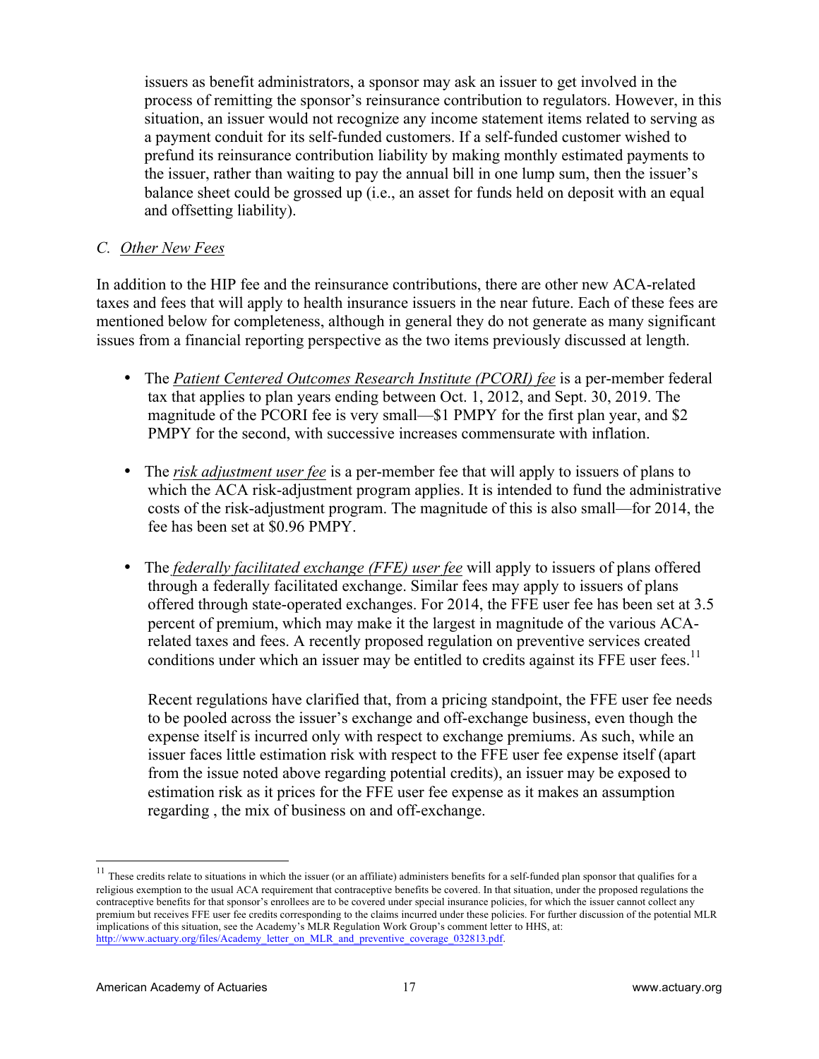issuers as benefit administrators, a sponsor may ask an issuer to get involved in the process of remitting the sponsor's reinsurance contribution to regulators. However, in this situation, an issuer would not recognize any income statement items related to serving as a payment conduit for its self-funded customers. If a self-funded customer wished to prefund its reinsurance contribution liability by making monthly estimated payments to the issuer, rather than waiting to pay the annual bill in one lump sum, then the issuer's balance sheet could be grossed up (i.e., an asset for funds held on deposit with an equal and offsetting liability).

### *C. Other New Fees*

In addition to the HIP fee and the reinsurance contributions, there are other new ACA-related taxes and fees that will apply to health insurance issuers in the near future. Each of these fees are mentioned below for completeness, although in general they do not generate as many significant issues from a financial reporting perspective as the two items previously discussed at length.

- The *Patient Centered Outcomes Research Institute (PCORI) fee* is a per-member federal tax that applies to plan years ending between Oct. 1, 2012, and Sept. 30, 2019. The magnitude of the PCORI fee is very small—$1 PMPY for the first plan year, and $2 PMPY for the second, with successive increases commensurate with inflation.

- The *risk adjustment user fee* is a per-member fee that will apply to issuers of plans to which the ACA risk-adjustment program applies. It is intended to fund the administrative costs of the risk-adjustment program. The magnitude of this is also small—for 2014, the fee has been set at $0.96 PMPY.

- The *federally facilitated exchange (FFE) user fee* will apply to issuers of plans offered through a federally facilitated exchange. Similar fees may apply to issuers of plans offered through state-operated exchanges. For 2014, the FFE user fee has been set at 3.5 percent of premium, which may make it the largest in magnitude of the various ACA-related taxes and fees. A recently proposed regulation on preventive services created conditions under which an issuer may be entitled to credits against its FFE user fees.[11]

  Recent regulations have clarified that, from a pricing standpoint, the FFE user fee needs to be pooled across the issuer's exchange and off-exchange business, even though the expense itself is incurred only with respect to exchange premiums. As such, while an issuer faces little estimation risk with respect to the FFE user fee expense itself (apart from the issue noted above regarding potential credits), an issuer may be exposed to estimation risk as it prices for the FFE user fee expense as it makes an assumption regarding , the mix of business on and off-exchange.

---

[11] These credits relate to situations in which the issuer (or an affiliate) administers benefits for a self-funded plan sponsor that qualifies for a religious exemption to the usual ACA requirement that contraceptive benefits be covered. In that situation, under the proposed regulations the contraceptive benefits for that sponsor's enrollees are to be covered under special insurance policies, for which the issuer cannot collect any premium but receives FFE user fee credits corresponding to the claims incurred under these policies. For further discussion of the potential MLR implications of this situation, see the Academy's MLR Regulation Work Group's comment letter to HHS, at: http://www.actuary.org/files/Academy_letter_on_MLR_and_preventive_coverage_032813.pdf.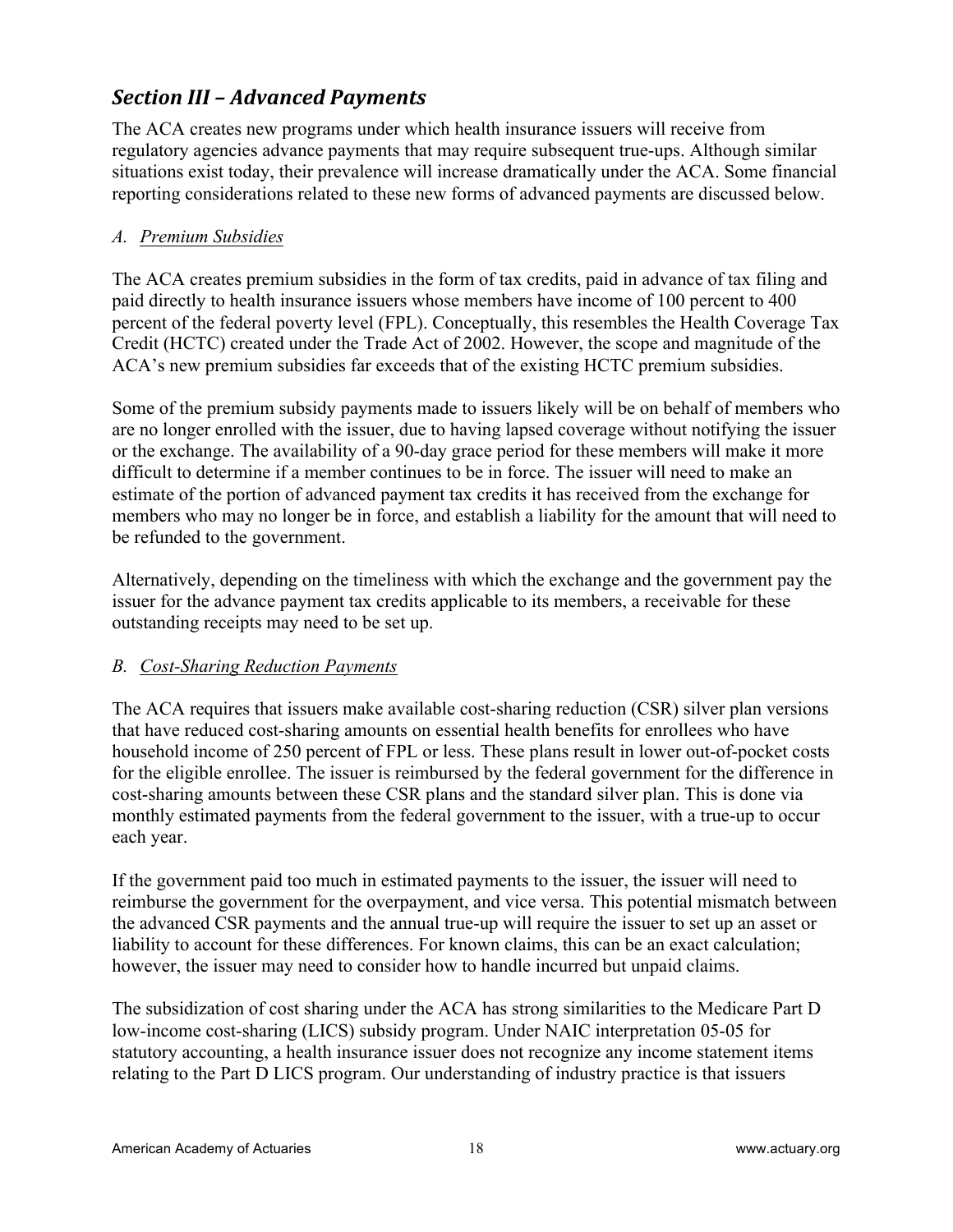## *Section III – Advanced Payments*

The ACA creates new programs under which health insurance issuers will receive from regulatory agencies advance payments that may require subsequent true-ups. Although similar situations exist today, their prevalence will increase dramatically under the ACA. Some financial reporting considerations related to these new forms of advanced payments are discussed below.

### *A. Premium Subsidies*

The ACA creates premium subsidies in the form of tax credits, paid in advance of tax filing and paid directly to health insurance issuers whose members have income of 100 percent to 400 percent of the federal poverty level (FPL). Conceptually, this resembles the Health Coverage Tax Credit (HCTC) created under the Trade Act of 2002. However, the scope and magnitude of the ACA's new premium subsidies far exceeds that of the existing HCTC premium subsidies.

Some of the premium subsidy payments made to issuers likely will be on behalf of members who are no longer enrolled with the issuer, due to having lapsed coverage without notifying the issuer or the exchange. The availability of a 90-day grace period for these members will make it more difficult to determine if a member continues to be in force. The issuer will need to make an estimate of the portion of advanced payment tax credits it has received from the exchange for members who may no longer be in force, and establish a liability for the amount that will need to be refunded to the government.

Alternatively, depending on the timeliness with which the exchange and the government pay the issuer for the advance payment tax credits applicable to its members, a receivable for these outstanding receipts may need to be set up.

### *B. Cost-Sharing Reduction Payments*

The ACA requires that issuers make available cost-sharing reduction (CSR) silver plan versions that have reduced cost-sharing amounts on essential health benefits for enrollees who have household income of 250 percent of FPL or less. These plans result in lower out-of-pocket costs for the eligible enrollee. The issuer is reimbursed by the federal government for the difference in cost-sharing amounts between these CSR plans and the standard silver plan. This is done via monthly estimated payments from the federal government to the issuer, with a true-up to occur each year.

If the government paid too much in estimated payments to the issuer, the issuer will need to reimburse the government for the overpayment, and vice versa. This potential mismatch between the advanced CSR payments and the annual true-up will require the issuer to set up an asset or liability to account for these differences. For known claims, this can be an exact calculation; however, the issuer may need to consider how to handle incurred but unpaid claims.

The subsidization of cost sharing under the ACA has strong similarities to the Medicare Part D low-income cost-sharing (LICS) subsidy program. Under NAIC interpretation 05-05 for statutory accounting, a health insurance issuer does not recognize any income statement items relating to the Part D LICS program. Our understanding of industry practice is that issuers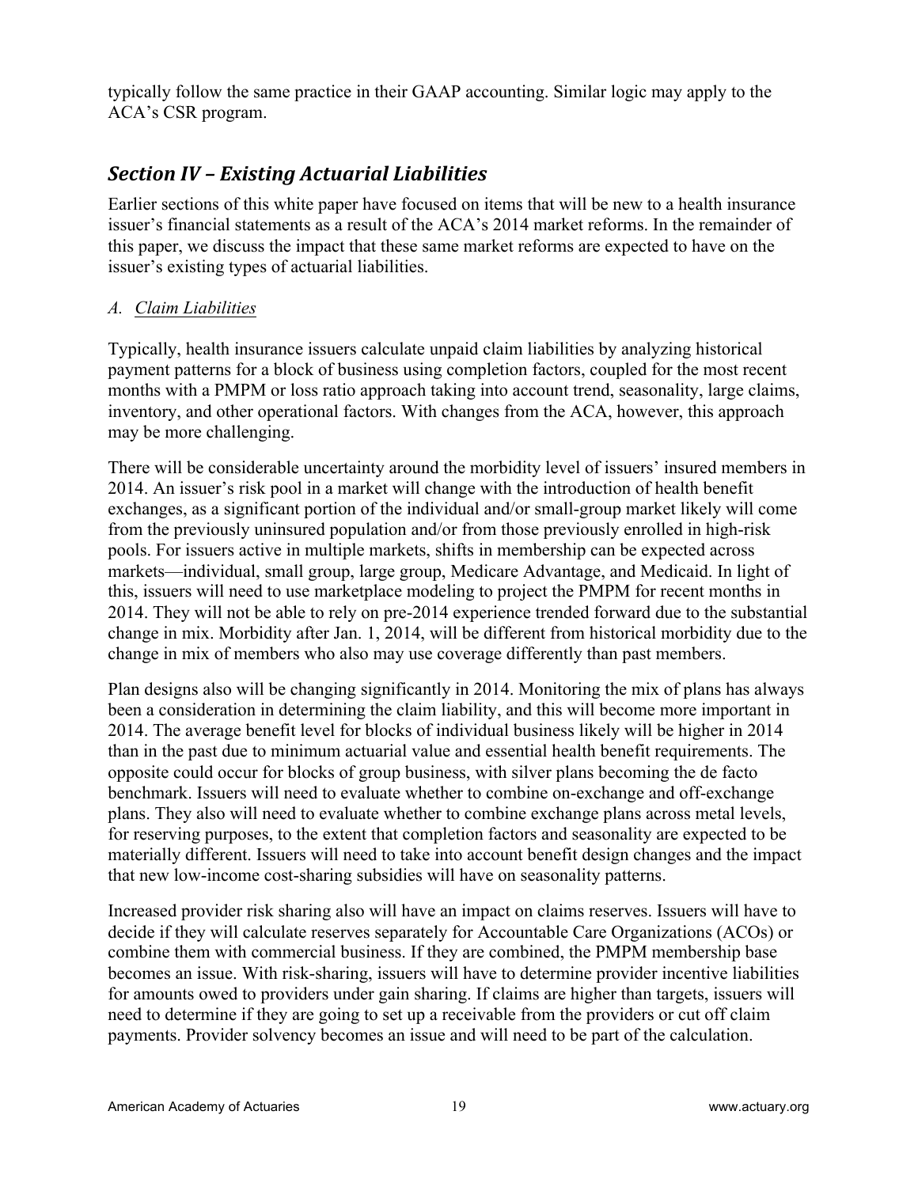typically follow the same practice in their GAAP accounting. Similar logic may apply to the ACA's CSR program.

## *Section IV – Existing Actuarial Liabilities*

Earlier sections of this white paper have focused on items that will be new to a health insurance issuer's financial statements as a result of the ACA's 2014 market reforms. In the remainder of this paper, we discuss the impact that these same market reforms are expected to have on the issuer's existing types of actuarial liabilities.

### *A. Claim Liabilities*

Typically, health insurance issuers calculate unpaid claim liabilities by analyzing historical payment patterns for a block of business using completion factors, coupled for the most recent months with a PMPM or loss ratio approach taking into account trend, seasonality, large claims, inventory, and other operational factors. With changes from the ACA, however, this approach may be more challenging.

There will be considerable uncertainty around the morbidity level of issuers' insured members in 2014. An issuer's risk pool in a market will change with the introduction of health benefit exchanges, as a significant portion of the individual and/or small-group market likely will come from the previously uninsured population and/or from those previously enrolled in high-risk pools. For issuers active in multiple markets, shifts in membership can be expected across markets—individual, small group, large group, Medicare Advantage, and Medicaid. In light of this, issuers will need to use marketplace modeling to project the PMPM for recent months in 2014. They will not be able to rely on pre-2014 experience trended forward due to the substantial change in mix. Morbidity after Jan. 1, 2014, will be different from historical morbidity due to the change in mix of members who also may use coverage differently than past members.

Plan designs also will be changing significantly in 2014. Monitoring the mix of plans has always been a consideration in determining the claim liability, and this will become more important in 2014. The average benefit level for blocks of individual business likely will be higher in 2014 than in the past due to minimum actuarial value and essential health benefit requirements. The opposite could occur for blocks of group business, with silver plans becoming the de facto benchmark. Issuers will need to evaluate whether to combine on-exchange and off-exchange plans. They also will need to evaluate whether to combine exchange plans across metal levels, for reserving purposes, to the extent that completion factors and seasonality are expected to be materially different. Issuers will need to take into account benefit design changes and the impact that new low-income cost-sharing subsidies will have on seasonality patterns.

Increased provider risk sharing also will have an impact on claims reserves. Issuers will have to decide if they will calculate reserves separately for Accountable Care Organizations (ACOs) or combine them with commercial business. If they are combined, the PMPM membership base becomes an issue. With risk-sharing, issuers will have to determine provider incentive liabilities for amounts owed to providers under gain sharing. If claims are higher than targets, issuers will need to determine if they are going to set up a receivable from the providers or cut off claim payments. Provider solvency becomes an issue and will need to be part of the calculation.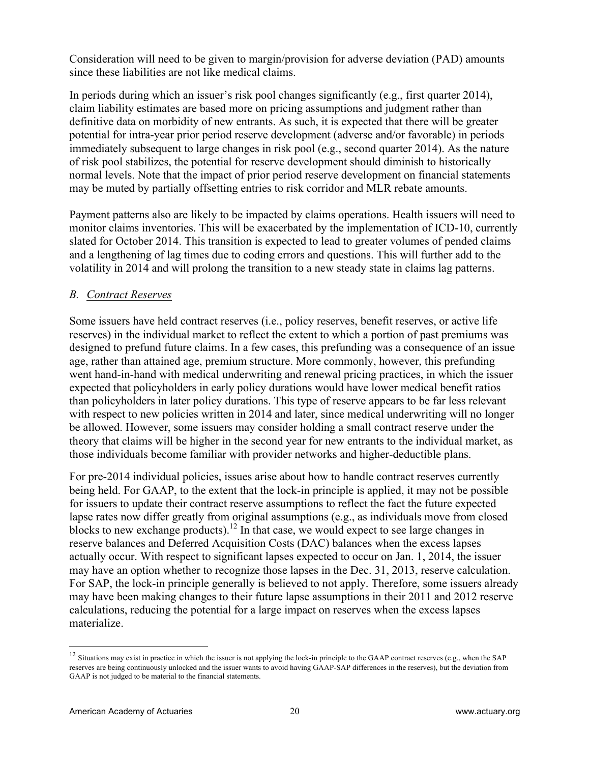Consideration will need to be given to margin/provision for adverse deviation (PAD) amounts since these liabilities are not like medical claims.

In periods during which an issuer's risk pool changes significantly (e.g., first quarter 2014), claim liability estimates are based more on pricing assumptions and judgment rather than definitive data on morbidity of new entrants. As such, it is expected that there will be greater potential for intra-year prior period reserve development (adverse and/or favorable) in periods immediately subsequent to large changes in risk pool (e.g., second quarter 2014). As the nature of risk pool stabilizes, the potential for reserve development should diminish to historically normal levels. Note that the impact of prior period reserve development on financial statements may be muted by partially offsetting entries to risk corridor and MLR rebate amounts.

Payment patterns also are likely to be impacted by claims operations. Health issuers will need to monitor claims inventories. This will be exacerbated by the implementation of ICD-10, currently slated for October 2014. This transition is expected to lead to greater volumes of pended claims and a lengthening of lag times due to coding errors and questions. This will further add to the volatility in 2014 and will prolong the transition to a new steady state in claims lag patterns.

### *B. Contract Reserves*

Some issuers have held contract reserves (i.e., policy reserves, benefit reserves, or active life reserves) in the individual market to reflect the extent to which a portion of past premiums was designed to prefund future claims. In a few cases, this prefunding was a consequence of an issue age, rather than attained age, premium structure. More commonly, however, this prefunding went hand-in-hand with medical underwriting and renewal pricing practices, in which the issuer expected that policyholders in early policy durations would have lower medical benefit ratios than policyholders in later policy durations. This type of reserve appears to be far less relevant with respect to new policies written in 2014 and later, since medical underwriting will no longer be allowed. However, some issuers may consider holding a small contract reserve under the theory that claims will be higher in the second year for new entrants to the individual market, as those individuals become familiar with provider networks and higher-deductible plans.

For pre-2014 individual policies, issues arise about how to handle contract reserves currently being held. For GAAP, to the extent that the lock-in principle is applied, it may not be possible for issuers to update their contract reserve assumptions to reflect the fact the future expected lapse rates now differ greatly from original assumptions (e.g., as individuals move from closed blocks to new exchange products).[12] In that case, we would expect to see large changes in reserve balances and Deferred Acquisition Costs (DAC) balances when the excess lapses actually occur. With respect to significant lapses expected to occur on Jan. 1, 2014, the issuer may have an option whether to recognize those lapses in the Dec. 31, 2013, reserve calculation. For SAP, the lock-in principle generally is believed to not apply. Therefore, some issuers already may have been making changes to their future lapse assumptions in their 2011 and 2012 reserve calculations, reducing the potential for a large impact on reserves when the excess lapses materialize.

---

[12] Situations may exist in practice in which the issuer is not applying the lock-in principle to the GAAP contract reserves (e.g., when the SAP reserves are being continuously unlocked and the issuer wants to avoid having GAAP-SAP differences in the reserves), but the deviation from GAAP is not judged to be material to the financial statements.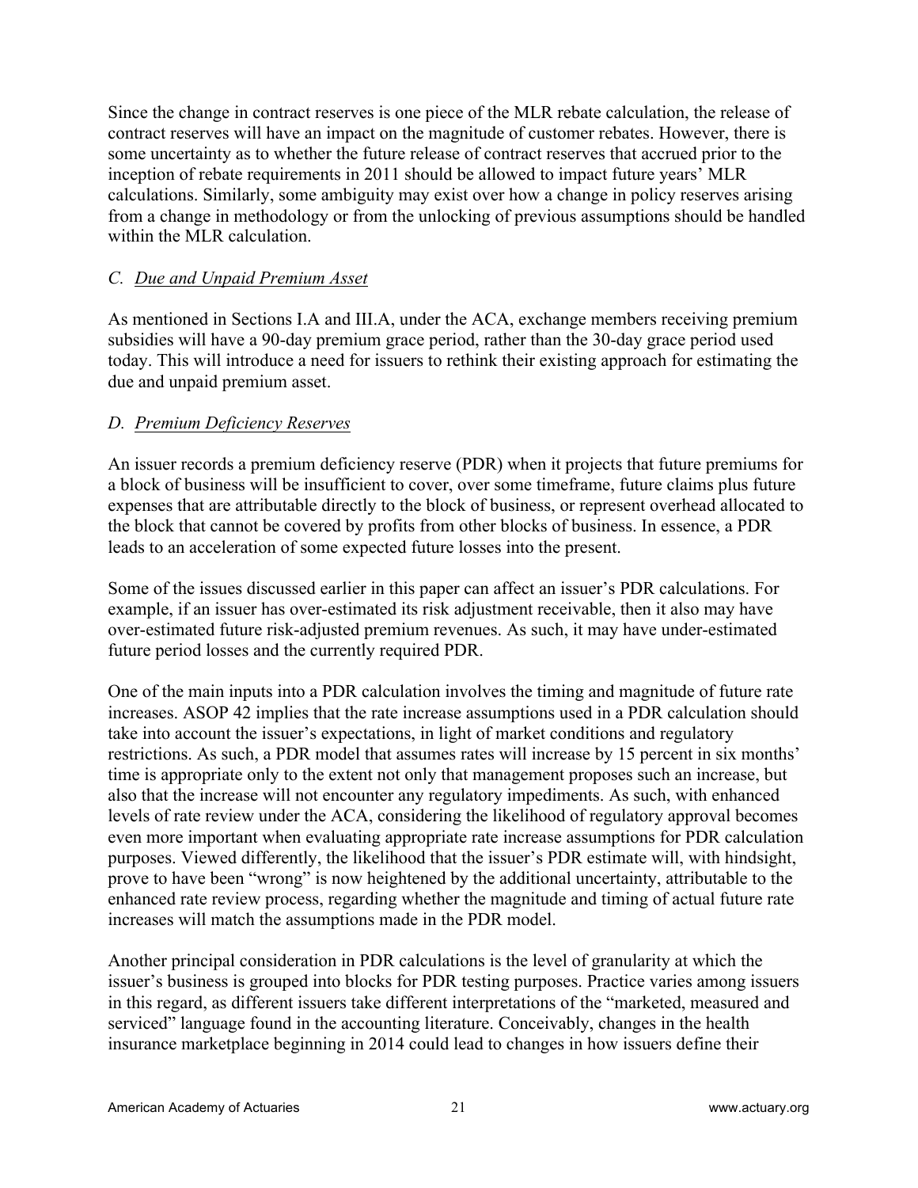Since the change in contract reserves is one piece of the MLR rebate calculation, the release of contract reserves will have an impact on the magnitude of customer rebates. However, there is some uncertainty as to whether the future release of contract reserves that accrued prior to the inception of rebate requirements in 2011 should be allowed to impact future years' MLR calculations. Similarly, some ambiguity may exist over how a change in policy reserves arising from a change in methodology or from the unlocking of previous assumptions should be handled within the MLR calculation.

### *C. Due and Unpaid Premium Asset*

As mentioned in Sections I.A and III.A, under the ACA, exchange members receiving premium subsidies will have a 90-day premium grace period, rather than the 30-day grace period used today. This will introduce a need for issuers to rethink their existing approach for estimating the due and unpaid premium asset.

### *D. Premium Deficiency Reserves*

An issuer records a premium deficiency reserve (PDR) when it projects that future premiums for a block of business will be insufficient to cover, over some timeframe, future claims plus future expenses that are attributable directly to the block of business, or represent overhead allocated to the block that cannot be covered by profits from other blocks of business. In essence, a PDR leads to an acceleration of some expected future losses into the present.

Some of the issues discussed earlier in this paper can affect an issuer's PDR calculations. For example, if an issuer has over-estimated its risk adjustment receivable, then it also may have over-estimated future risk-adjusted premium revenues. As such, it may have under-estimated future period losses and the currently required PDR.

One of the main inputs into a PDR calculation involves the timing and magnitude of future rate increases. ASOP 42 implies that the rate increase assumptions used in a PDR calculation should take into account the issuer's expectations, in light of market conditions and regulatory restrictions. As such, a PDR model that assumes rates will increase by 15 percent in six months' time is appropriate only to the extent not only that management proposes such an increase, but also that the increase will not encounter any regulatory impediments. As such, with enhanced levels of rate review under the ACA, considering the likelihood of regulatory approval becomes even more important when evaluating appropriate rate increase assumptions for PDR calculation purposes. Viewed differently, the likelihood that the issuer's PDR estimate will, with hindsight, prove to have been "wrong" is now heightened by the additional uncertainty, attributable to the enhanced rate review process, regarding whether the magnitude and timing of actual future rate increases will match the assumptions made in the PDR model.

Another principal consideration in PDR calculations is the level of granularity at which the issuer's business is grouped into blocks for PDR testing purposes. Practice varies among issuers in this regard, as different issuers take different interpretations of the "marketed, measured and serviced" language found in the accounting literature. Conceivably, changes in the health insurance marketplace beginning in 2014 could lead to changes in how issuers define their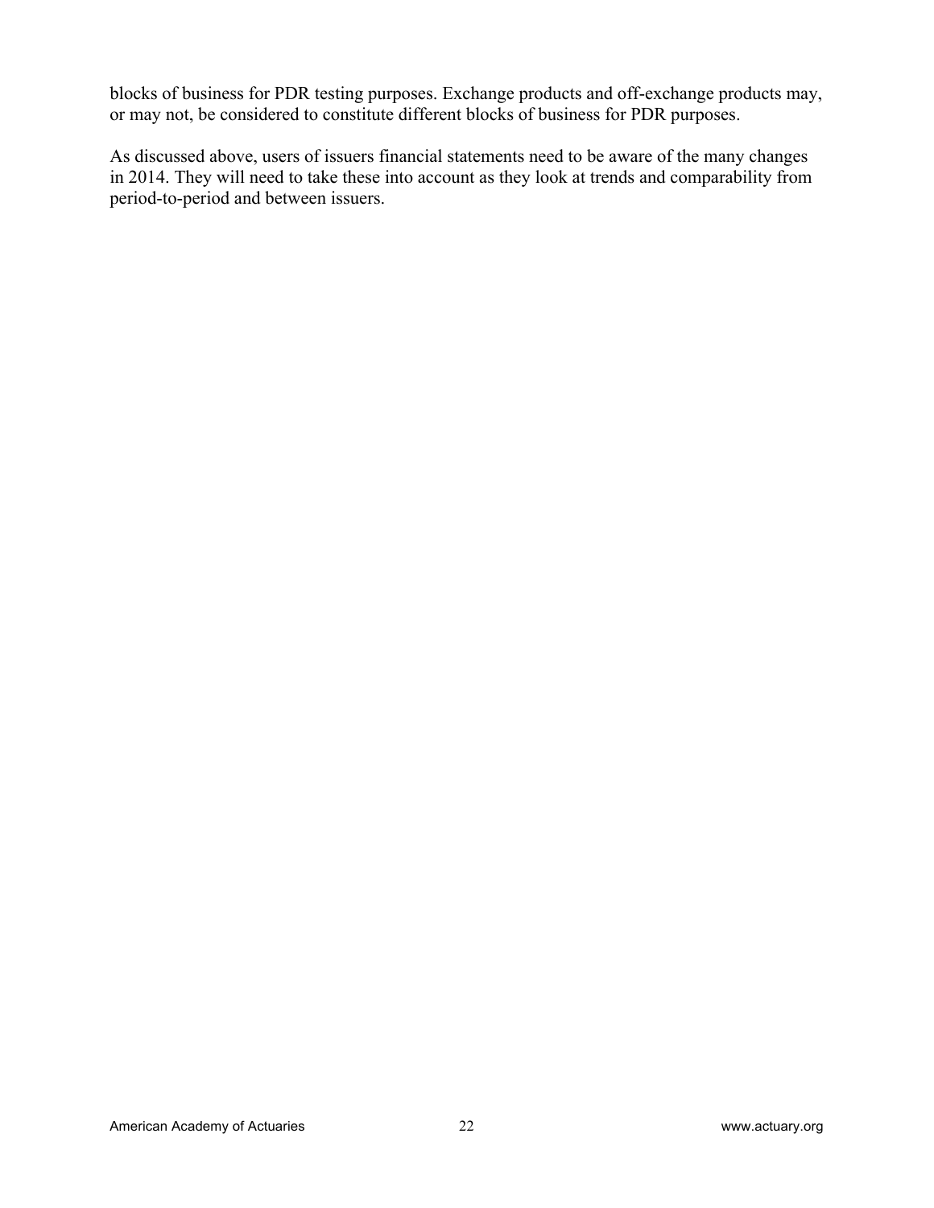blocks of business for PDR testing purposes. Exchange products and off-exchange products may, or may not, be considered to constitute different blocks of business for PDR purposes.

As discussed above, users of issuers financial statements need to be aware of the many changes in 2014. They will need to take these into account as they look at trends and comparability from period-to-period and between issuers.